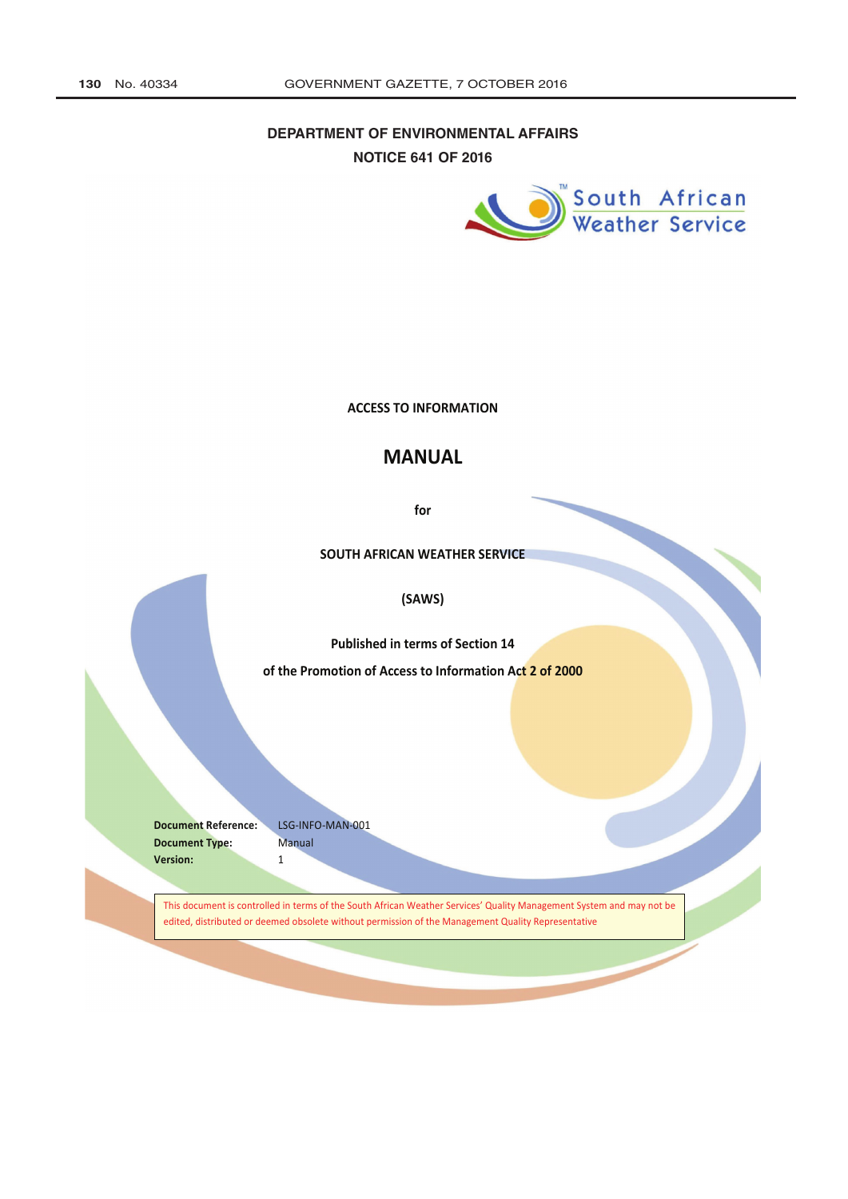**DEPARTMENT OF ENVIRONMENTAL AFFAIRS**

**NOTICE 641 OF 2016**

South African Weather Service

**ACCESS TO INFORMATION**

# MANUAL

**for**

**SOUTH AFRICAN WEATHER SERVICE**

**(SAWS)**

**Published in terms of Section 14**

**of the Promotion of Access to Information Act 2 of 2000**

**Document Reference:** LSG-INFO-MAN-001
**Document Type:** Manual
**Version:** 1

This document is controlled in terms of the South African Weather Services' Quality Management System and may not be edited, distributed or deemed obsolete without permission of the Management Quality Representative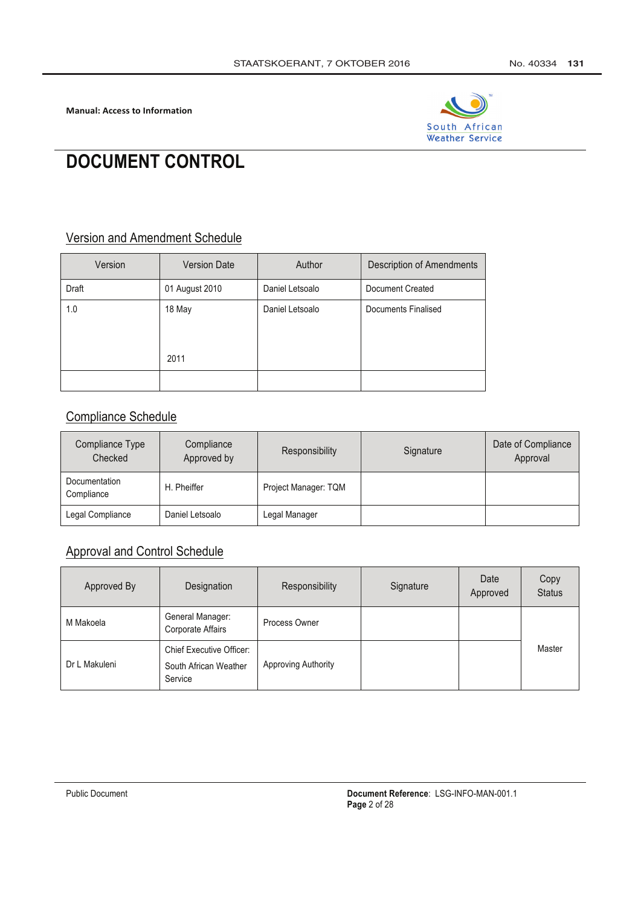Manual: Access to Information

# DOCUMENT CONTROL

## Version and Amendment Schedule

| Version | Version Date | Author | Description of Amendments |
|---|---|---|---|
| Draft | 01 August 2010 | Daniel Letsoalo | Document Created |
| 1.0 | 18 May 2011 | Daniel Letsoalo | Documents Finalised |
| | | | |

## Compliance Schedule

| Compliance Type Checked | Compliance Approved by | Responsibility | Signature | Date of Compliance Approval |
|---|---|---|---|---|
| Documentation Compliance | H. Pheiffer | Project Manager: TQM | | |
| Legal Compliance | Daniel Letsoalo | Legal Manager | | |

## Approval and Control Schedule

| Approved By | Designation | Responsibility | Signature | Date Approved | Copy Status |
|---|---|---|---|---|---|
| M Makoela | General Manager: Corporate Affairs | Process Owner | | | Master |
| Dr L Makuleni | Chief Executive Officer: South African Weather Service | Approving Authority | | | |

Public Document

**Document Reference**: LSG-INFO-MAN-001.1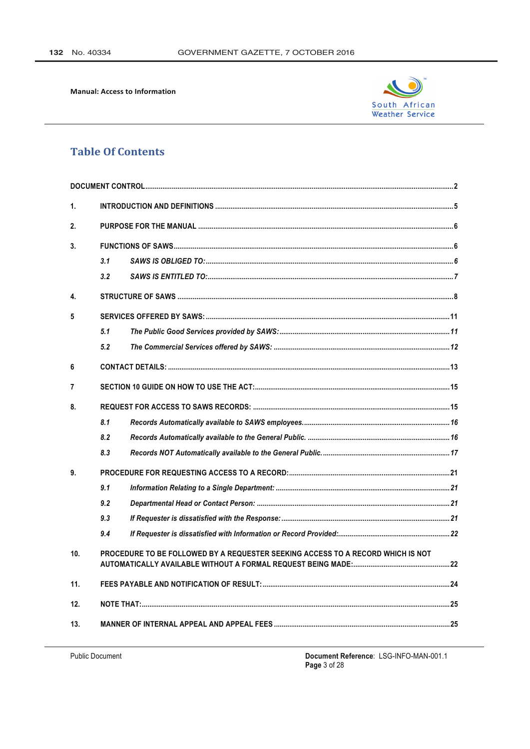Manual: Access to Information

South African Weather Service

# Table Of Contents

**DOCUMENT CONTROL** .......... 2

**1. INTRODUCTION AND DEFINITIONS** .......... 5

**2. PURPOSE FOR THE MANUAL** .......... 6

**3. FUNCTIONS OF SAWS** .......... 6

- *3.1 SAWS IS OBLIGED TO:* .......... 6
- *3.2 SAWS IS ENTITLED TO:* .......... 7

**4. STRUCTURE OF SAWS** .......... 8

**5 SERVICES OFFERED BY SAWS:** .......... 11

- *5.1 The Public Good Services provided by SAWS:* .......... 11
- *5.2 The Commercial Services offered by SAWS:* .......... 12

**6 CONTACT DETAILS:** .......... 13

**7 SECTION 10 GUIDE ON HOW TO USE THE ACT:** .......... 15

**8. REQUEST FOR ACCESS TO SAWS RECORDS:** .......... 15

- *8.1 Records Automatically available to SAWS employees.* .......... 16
- *8.2 Records Automatically available to the General Public.* .......... 16
- *8.3 Records NOT Automatically available to the General Public.* .......... 17

**9. PROCEDURE FOR REQUESTING ACCESS TO A RECORD:** .......... 21

- *9.1 Information Relating to a Single Department:* .......... 21
- *9.2 Departmental Head or Contact Person:* .......... 21
- *9.3 If Requester is dissatisfied with the Response:* .......... 21
- *9.4 If Requester is dissatisfied with Information or Record Provided:* .......... 22

**10. PROCEDURE TO BE FOLLOWED BY A REQUESTER SEEKING ACCESS TO A RECORD WHICH IS NOT AUTOMATICALLY AVAILABLE WITHOUT A FORMAL REQUEST BEING MADE:** .......... 22

**11. FEES PAYABLE AND NOTIFICATION OF RESULT:** .......... 24

**12. NOTE THAT:** .......... 25

**13. MANNER OF INTERNAL APPEAL AND APPEAL FEES** .......... 25

Public Document

**Document Reference**: LSG-INFO-MAN-001.1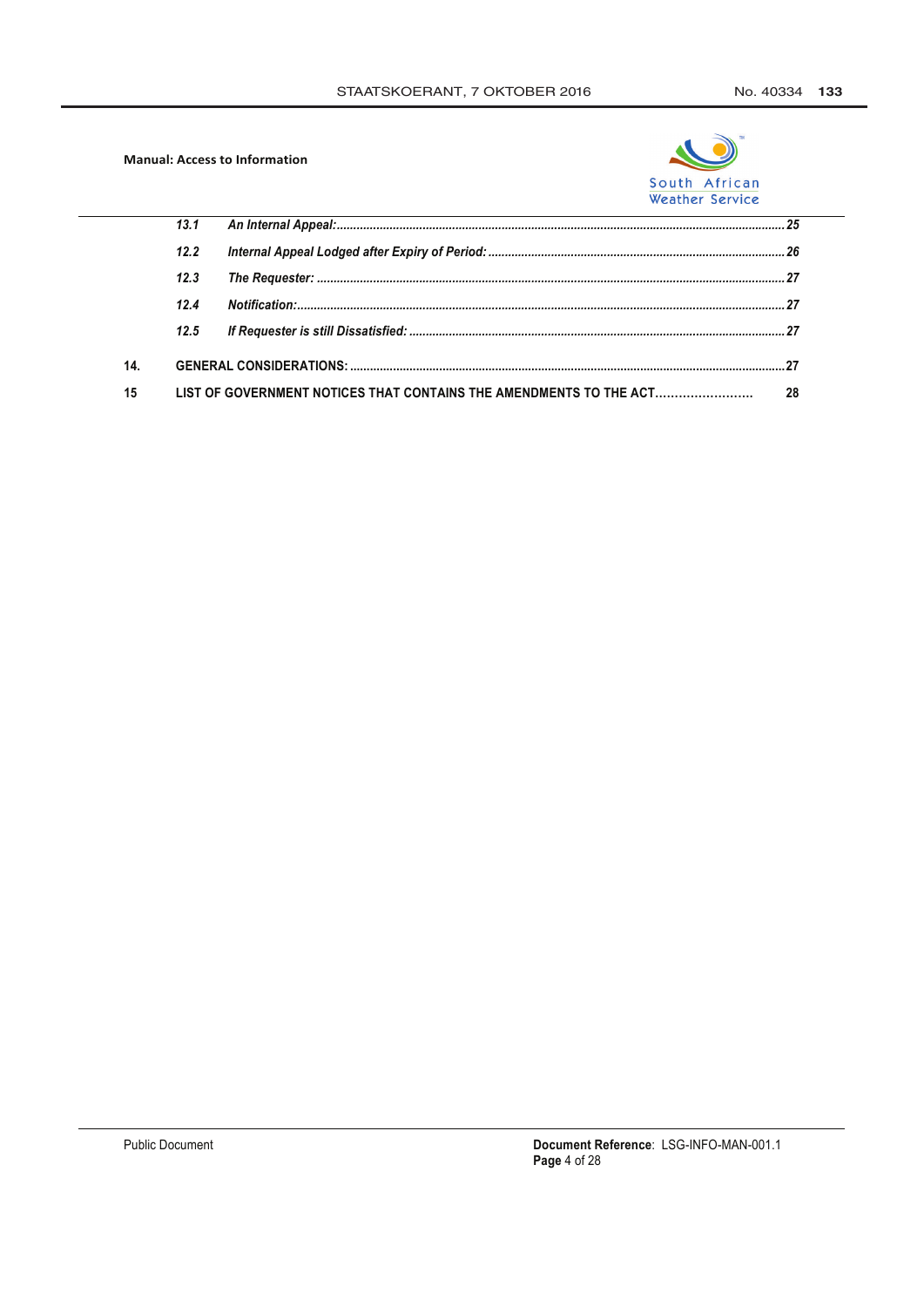**Manual: Access to Information**

| | | | |
|---|---|---|---|
| | *13.1* | *An Internal Appeal:* | *25* |
| | *12.2* | *Internal Appeal Lodged after Expiry of Period:* | *26* |
| | *12.3* | *The Requester:* | *27* |
| | *12.4* | *Notification:* | *27* |
| | *12.5* | *If Requester is still Dissatisfied:* | *27* |
| **14.** | **GENERAL CONSIDERATIONS:** | | **27** |
| **15** | **LIST OF GOVERNMENT NOTICES THAT CONTAINS THE AMENDMENTS TO THE ACT** | | **28** |

Public Document

**Document Reference**: LSG-INFO-MAN-001.1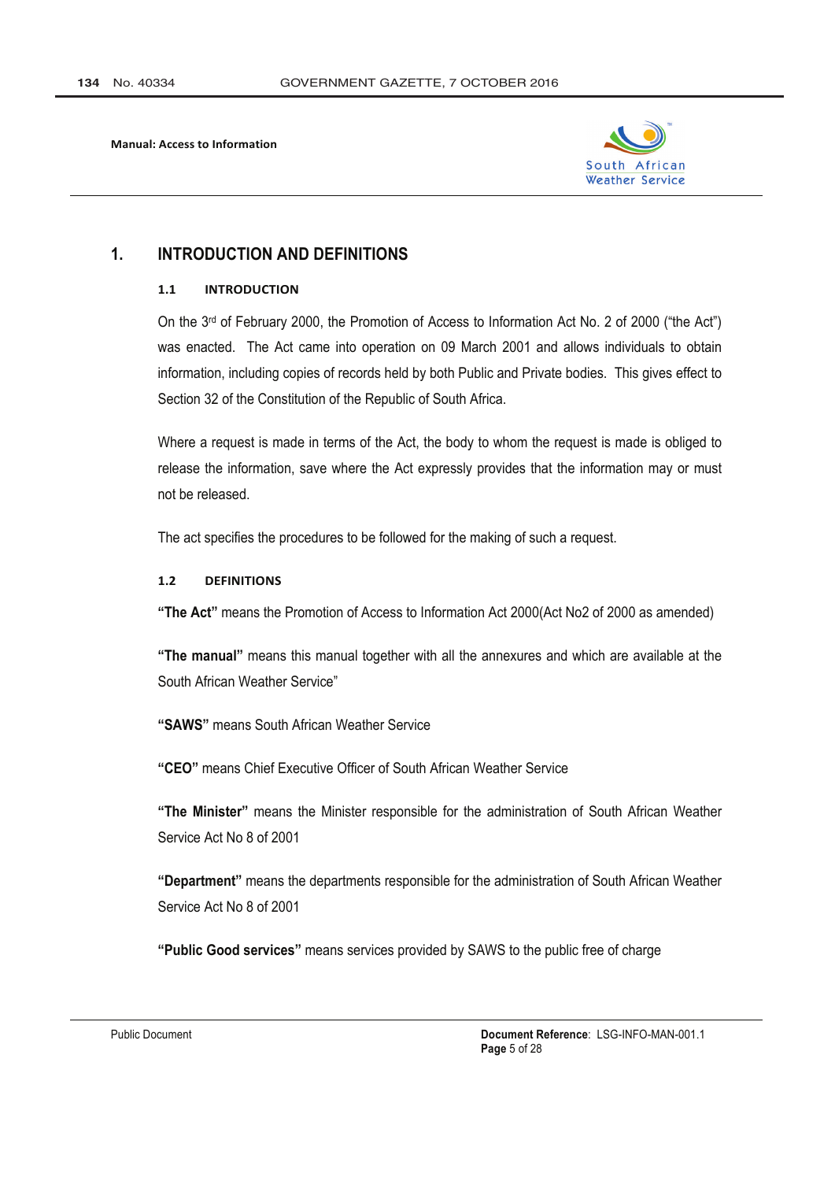# 1. INTRODUCTION AND DEFINITIONS

## 1.1 INTRODUCTION

On the 3rd of February 2000, the Promotion of Access to Information Act No. 2 of 2000 ("the Act") was enacted. The Act came into operation on 09 March 2001 and allows individuals to obtain information, including copies of records held by both Public and Private bodies. This gives effect to Section 32 of the Constitution of the Republic of South Africa.

Where a request is made in terms of the Act, the body to whom the request is made is obliged to release the information, save where the Act expressly provides that the information may or must not be released.

The act specifies the procedures to be followed for the making of such a request.

## 1.2 DEFINITIONS

**"The Act"** means the Promotion of Access to Information Act 2000(Act No2 of 2000 as amended)

**"The manual"** means this manual together with all the annexures and which are available at the South African Weather Service"

**"SAWS"** means South African Weather Service

**"CEO"** means Chief Executive Officer of South African Weather Service

**"The Minister"** means the Minister responsible for the administration of South African Weather Service Act No 8 of 2001

**"Department"** means the departments responsible for the administration of South African Weather Service Act No 8 of 2001

**"Public Good services"** means services provided by SAWS to the public free of charge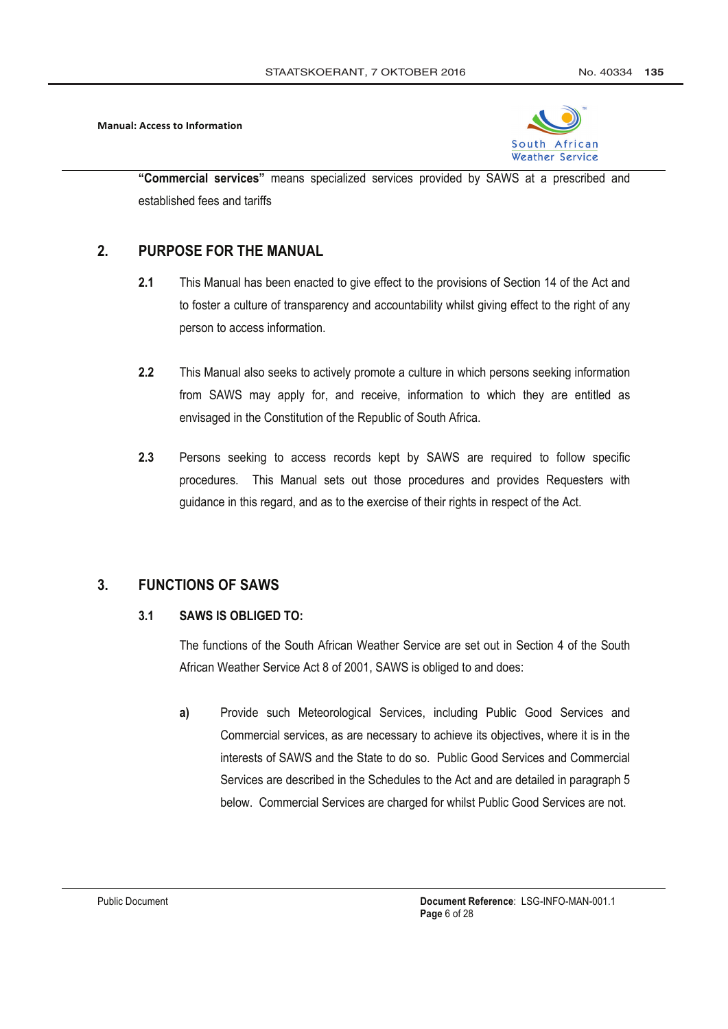**"Commercial services"** means specialized services provided by SAWS at a prescribed and established fees and tariffs

## 2. PURPOSE FOR THE MANUAL

**2.1** This Manual has been enacted to give effect to the provisions of Section 14 of the Act and to foster a culture of transparency and accountability whilst giving effect to the right of any person to access information.

**2.2** This Manual also seeks to actively promote a culture in which persons seeking information from SAWS may apply for, and receive, information to which they are entitled as envisaged in the Constitution of the Republic of South Africa.

**2.3** Persons seeking to access records kept by SAWS are required to follow specific procedures. This Manual sets out those procedures and provides Requesters with guidance in this regard, and as to the exercise of their rights in respect of the Act.

## 3. FUNCTIONS OF SAWS

### 3.1 SAWS IS OBLIGED TO:

The functions of the South African Weather Service are set out in Section 4 of the South African Weather Service Act 8 of 2001, SAWS is obliged to and does:

**a)** Provide such Meteorological Services, including Public Good Services and Commercial services, as are necessary to achieve its objectives, where it is in the interests of SAWS and the State to do so. Public Good Services and Commercial Services are described in the Schedules to the Act and are detailed in paragraph 5 below. Commercial Services are charged for whilst Public Good Services are not.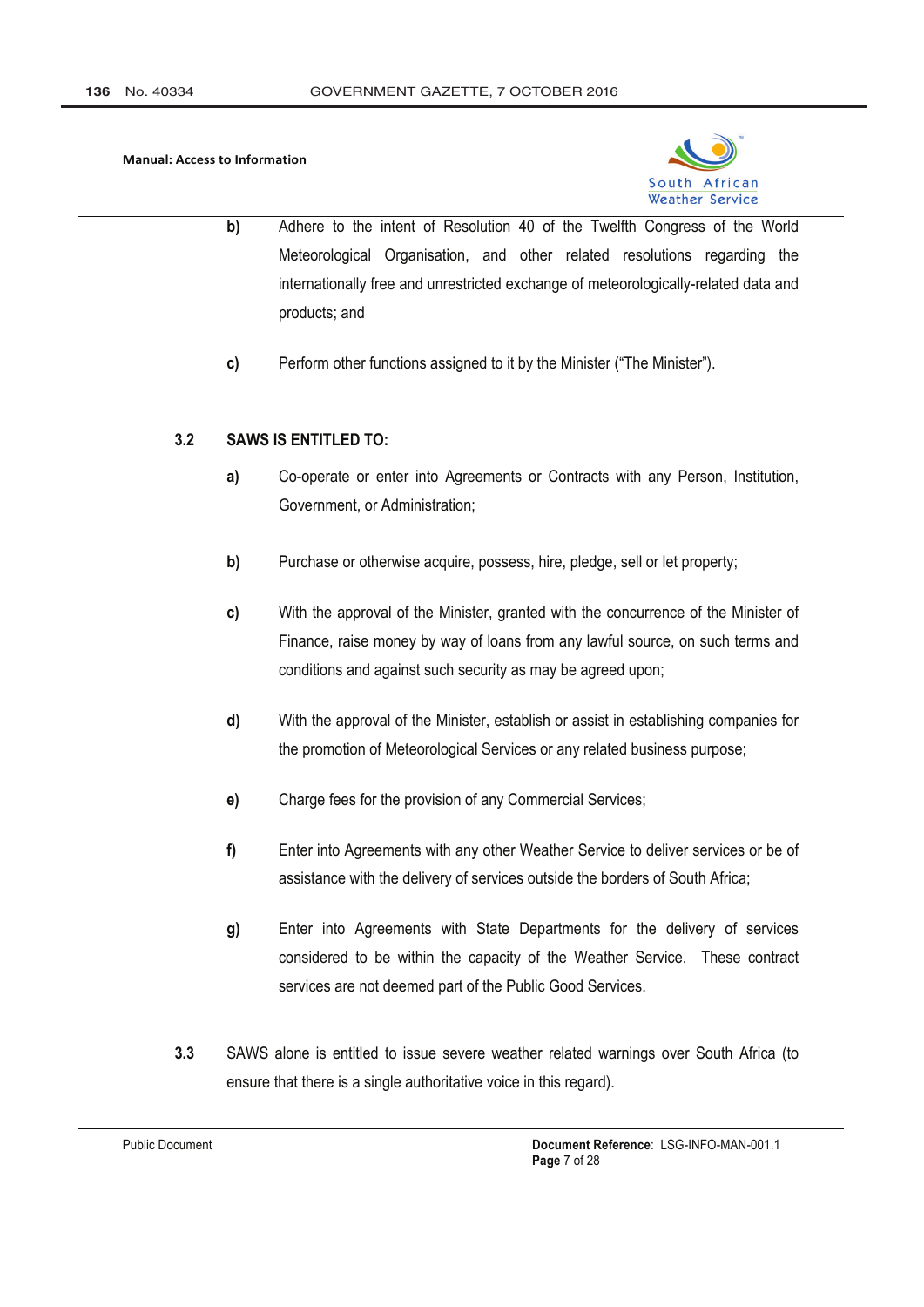**b)** Adhere to the intent of Resolution 40 of the Twelfth Congress of the World Meteorological Organisation, and other related resolutions regarding the internationally free and unrestricted exchange of meteorologically-related data and products; and

**c)** Perform other functions assigned to it by the Minister ("The Minister").

### 3.2 SAWS IS ENTITLED TO:

**a)** Co-operate or enter into Agreements or Contracts with any Person, Institution, Government, or Administration;

**b)** Purchase or otherwise acquire, possess, hire, pledge, sell or let property;

**c)** With the approval of the Minister, granted with the concurrence of the Minister of Finance, raise money by way of loans from any lawful source, on such terms and conditions and against such security as may be agreed upon;

**d)** With the approval of the Minister, establish or assist in establishing companies for the promotion of Meteorological Services or any related business purpose;

**e)** Charge fees for the provision of any Commercial Services;

**f)** Enter into Agreements with any other Weather Service to deliver services or be of assistance with the delivery of services outside the borders of South Africa;

**g)** Enter into Agreements with State Departments for the delivery of services considered to be within the capacity of the Weather Service. These contract services are not deemed part of the Public Good Services.

**3.3** SAWS alone is entitled to issue severe weather related warnings over South Africa (to ensure that there is a single authoritative voice in this regard).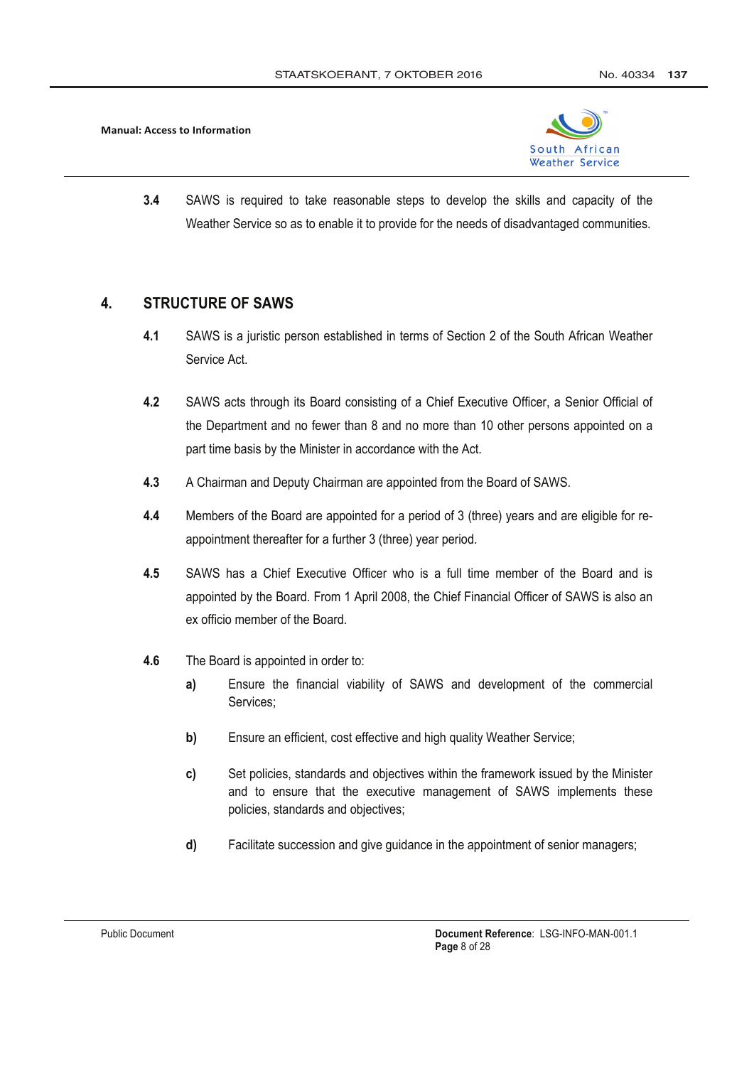**3.4** SAWS is required to take reasonable steps to develop the skills and capacity of the Weather Service so as to enable it to provide for the needs of disadvantaged communities.

## 4. STRUCTURE OF SAWS

**4.1** SAWS is a juristic person established in terms of Section 2 of the South African Weather Service Act.

**4.2** SAWS acts through its Board consisting of a Chief Executive Officer, a Senior Official of the Department and no fewer than 8 and no more than 10 other persons appointed on a part time basis by the Minister in accordance with the Act.

**4.3** A Chairman and Deputy Chairman are appointed from the Board of SAWS.

**4.4** Members of the Board are appointed for a period of 3 (three) years and are eligible for re-appointment thereafter for a further 3 (three) year period.

**4.5** SAWS has a Chief Executive Officer who is a full time member of the Board and is appointed by the Board. From 1 April 2008, the Chief Financial Officer of SAWS is also an ex officio member of the Board.

**4.6** The Board is appointed in order to:

- **a)** Ensure the financial viability of SAWS and development of the commercial Services;
- **b)** Ensure an efficient, cost effective and high quality Weather Service;
- **c)** Set policies, standards and objectives within the framework issued by the Minister and to ensure that the executive management of SAWS implements these policies, standards and objectives;
- **d)** Facilitate succession and give guidance in the appointment of senior managers;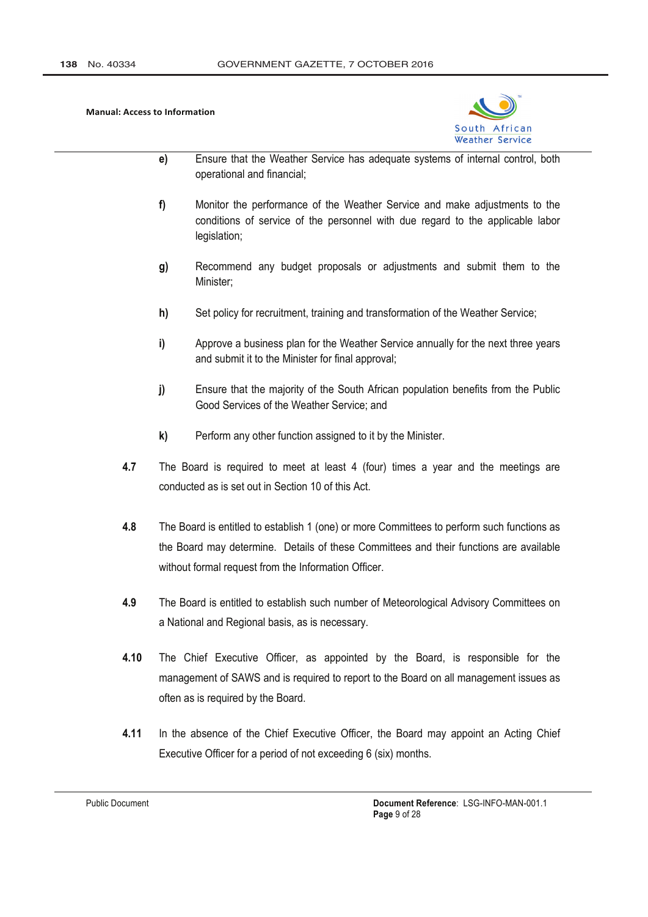e) Ensure that the Weather Service has adequate systems of internal control, both operational and financial;

f) Monitor the performance of the Weather Service and make adjustments to the conditions of service of the personnel with due regard to the applicable labor legislation;

g) Recommend any budget proposals or adjustments and submit them to the Minister;

h) Set policy for recruitment, training and transformation of the Weather Service;

i) Approve a business plan for the Weather Service annually for the next three years and submit it to the Minister for final approval;

j) Ensure that the majority of the South African population benefits from the Public Good Services of the Weather Service; and

k) Perform any other function assigned to it by the Minister.

**4.7** The Board is required to meet at least 4 (four) times a year and the meetings are conducted as is set out in Section 10 of this Act.

**4.8** The Board is entitled to establish 1 (one) or more Committees to perform such functions as the Board may determine. Details of these Committees and their functions are available without formal request from the Information Officer.

**4.9** The Board is entitled to establish such number of Meteorological Advisory Committees on a National and Regional basis, as is necessary.

**4.10** The Chief Executive Officer, as appointed by the Board, is responsible for the management of SAWS and is required to report to the Board on all management issues as often as is required by the Board.

**4.11** In the absence of the Chief Executive Officer, the Board may appoint an Acting Chief Executive Officer for a period of not exceeding 6 (six) months.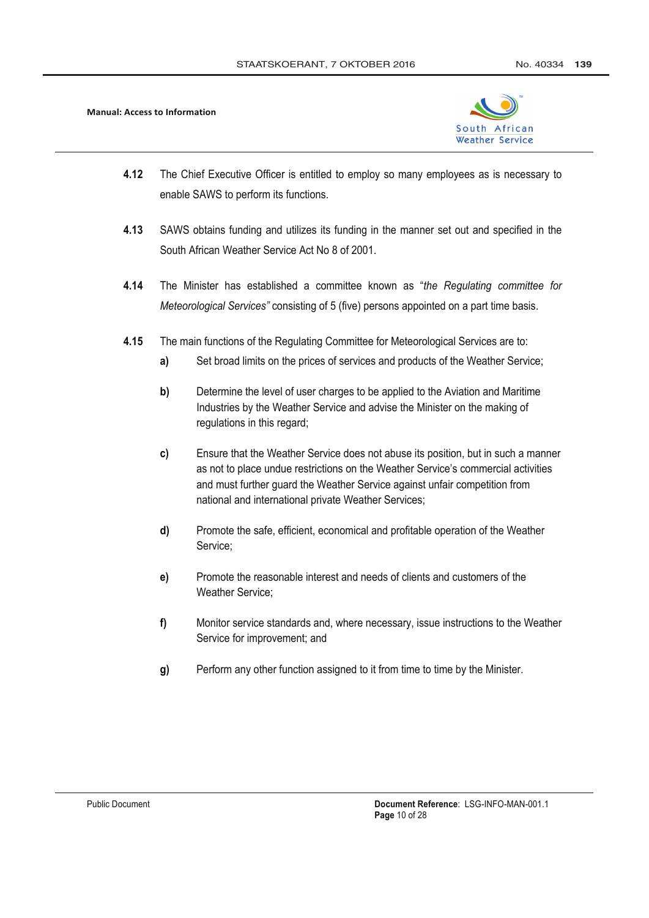**4.12** The Chief Executive Officer is entitled to employ so many employees as is necessary to enable SAWS to perform its functions.

**4.13** SAWS obtains funding and utilizes its funding in the manner set out and specified in the South African Weather Service Act No 8 of 2001.

**4.14** The Minister has established a committee known as "*the Regulating committee for Meteorological Services"* consisting of 5 (five) persons appointed on a part time basis.

**4.15** The main functions of the Regulating Committee for Meteorological Services are to:

**a)** Set broad limits on the prices of services and products of the Weather Service;

**b)** Determine the level of user charges to be applied to the Aviation and Maritime Industries by the Weather Service and advise the Minister on the making of regulations in this regard;

**c)** Ensure that the Weather Service does not abuse its position, but in such a manner as not to place undue restrictions on the Weather Service's commercial activities and must further guard the Weather Service against unfair competition from national and international private Weather Services;

**d)** Promote the safe, efficient, economical and profitable operation of the Weather Service;

**e)** Promote the reasonable interest and needs of clients and customers of the Weather Service;

**f)** Monitor service standards and, where necessary, issue instructions to the Weather Service for improvement; and

**g)** Perform any other function assigned to it from time to time by the Minister.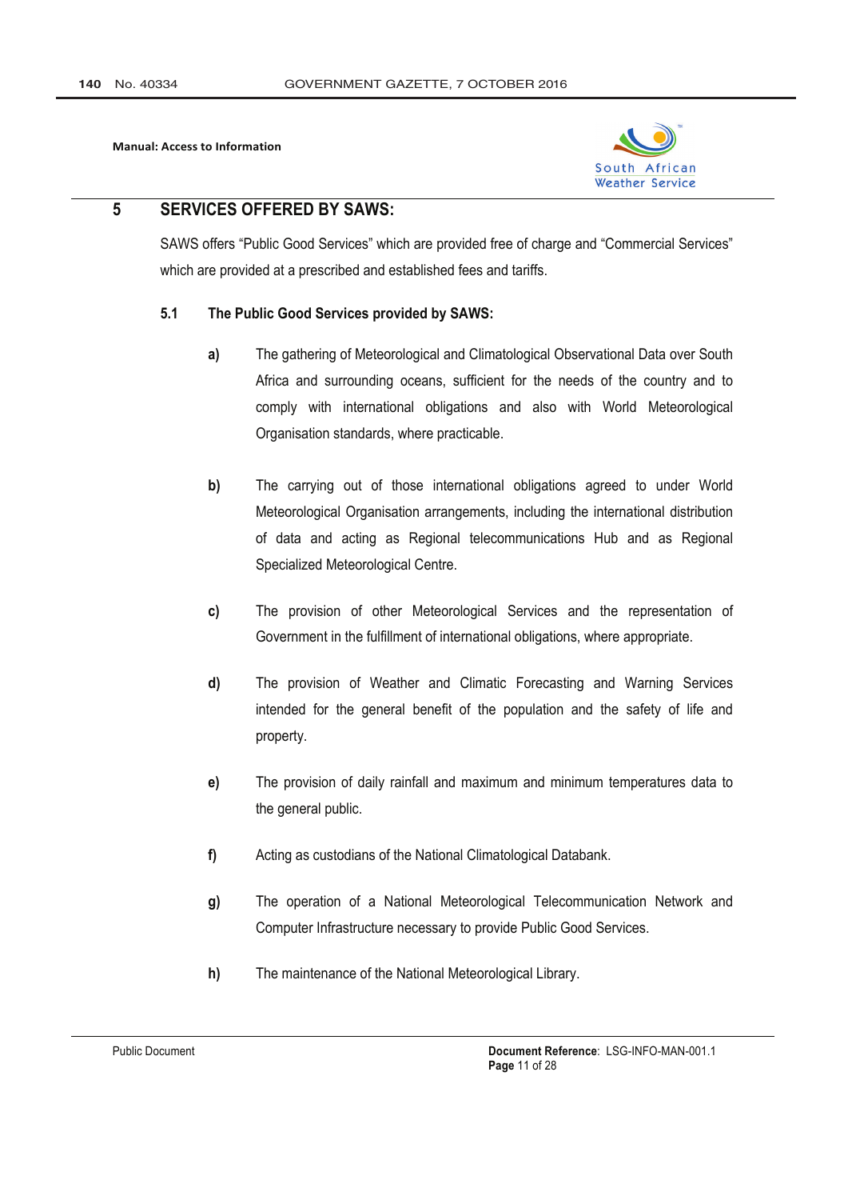## 5 SERVICES OFFERED BY SAWS:

SAWS offers "Public Good Services" which are provided free of charge and "Commercial Services" which are provided at a prescribed and established fees and tariffs.

### 5.1 The Public Good Services provided by SAWS:

**a)** The gathering of Meteorological and Climatological Observational Data over South Africa and surrounding oceans, sufficient for the needs of the country and to comply with international obligations and also with World Meteorological Organisation standards, where practicable.

**b)** The carrying out of those international obligations agreed to under World Meteorological Organisation arrangements, including the international distribution of data and acting as Regional telecommunications Hub and as Regional Specialized Meteorological Centre.

**c)** The provision of other Meteorological Services and the representation of Government in the fulfillment of international obligations, where appropriate.

**d)** The provision of Weather and Climatic Forecasting and Warning Services intended for the general benefit of the population and the safety of life and property.

**e)** The provision of daily rainfall and maximum and minimum temperatures data to the general public.

**f)** Acting as custodians of the National Climatological Databank.

**g)** The operation of a National Meteorological Telecommunication Network and Computer Infrastructure necessary to provide Public Good Services.

**h)** The maintenance of the National Meteorological Library.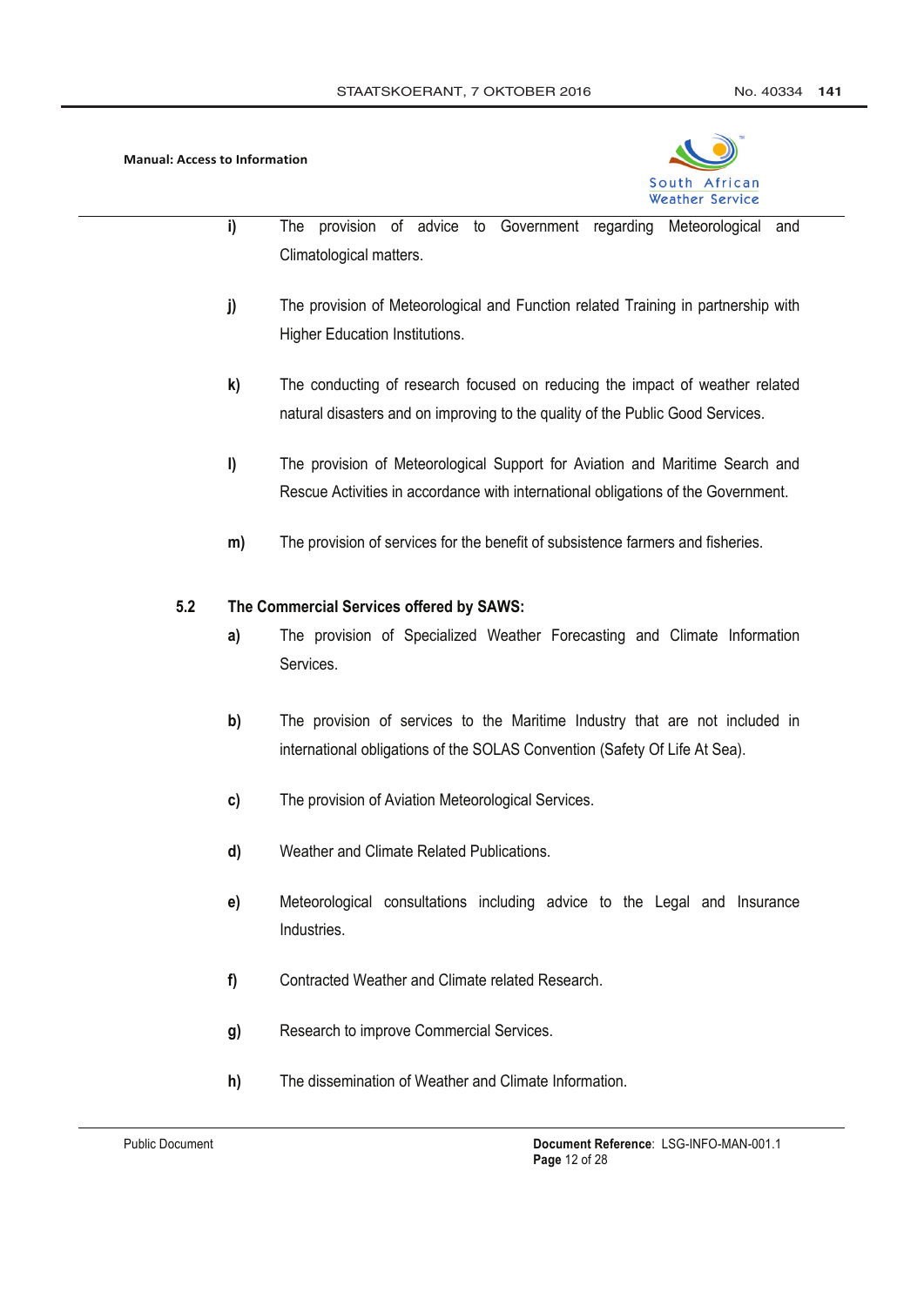i) The provision of advice to Government regarding Meteorological and Climatological matters.

j) The provision of Meteorological and Function related Training in partnership with Higher Education Institutions.

k) The conducting of research focused on reducing the impact of weather related natural disasters and on improving to the quality of the Public Good Services.

l) The provision of Meteorological Support for Aviation and Maritime Search and Rescue Activities in accordance with international obligations of the Government.

m) The provision of services for the benefit of subsistence farmers and fisheries.

**5.2 The Commercial Services offered by SAWS:**

a) The provision of Specialized Weather Forecasting and Climate Information Services.

b) The provision of services to the Maritime Industry that are not included in international obligations of the SOLAS Convention (Safety Of Life At Sea).

c) The provision of Aviation Meteorological Services.

d) Weather and Climate Related Publications.

e) Meteorological consultations including advice to the Legal and Insurance Industries.

f) Contracted Weather and Climate related Research.

g) Research to improve Commercial Services.

h) The dissemination of Weather and Climate Information.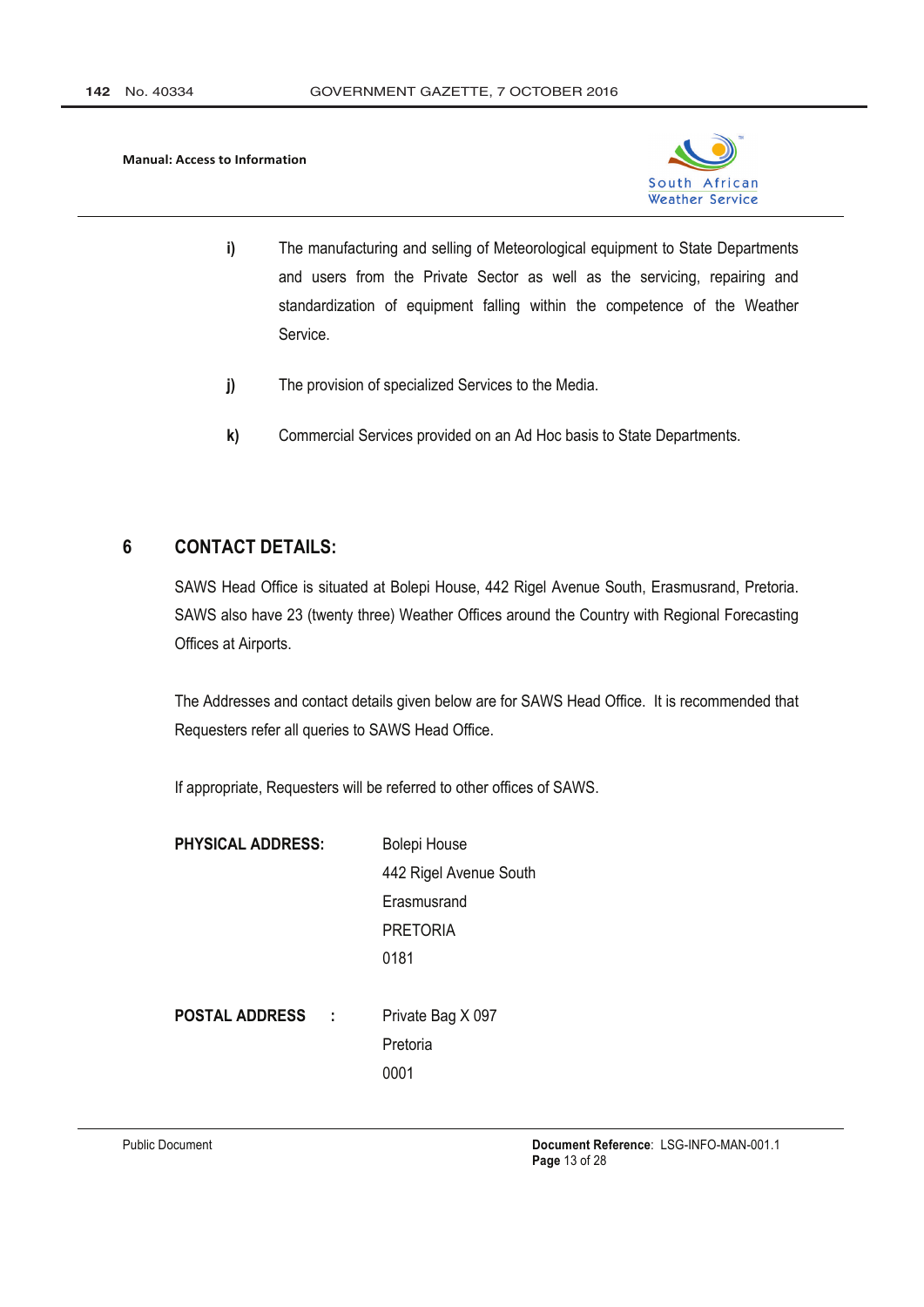i) The manufacturing and selling of Meteorological equipment to State Departments and users from the Private Sector as well as the servicing, repairing and standardization of equipment falling within the competence of the Weather Service.

j) The provision of specialized Services to the Media.

k) Commercial Services provided on an Ad Hoc basis to State Departments.

## 6 CONTACT DETAILS:

SAWS Head Office is situated at Bolepi House, 442 Rigel Avenue South, Erasmusrand, Pretoria. SAWS also have 23 (twenty three) Weather Offices around the Country with Regional Forecasting Offices at Airports.

The Addresses and contact details given below are for SAWS Head Office. It is recommended that Requesters refer all queries to SAWS Head Office.

If appropriate, Requesters will be referred to other offices of SAWS.

**PHYSICAL ADDRESS:**
Bolepi House
442 Rigel Avenue South
Erasmusrand
PRETORIA
0181

**POSTAL ADDRESS :**
Private Bag X 097
Pretoria
0001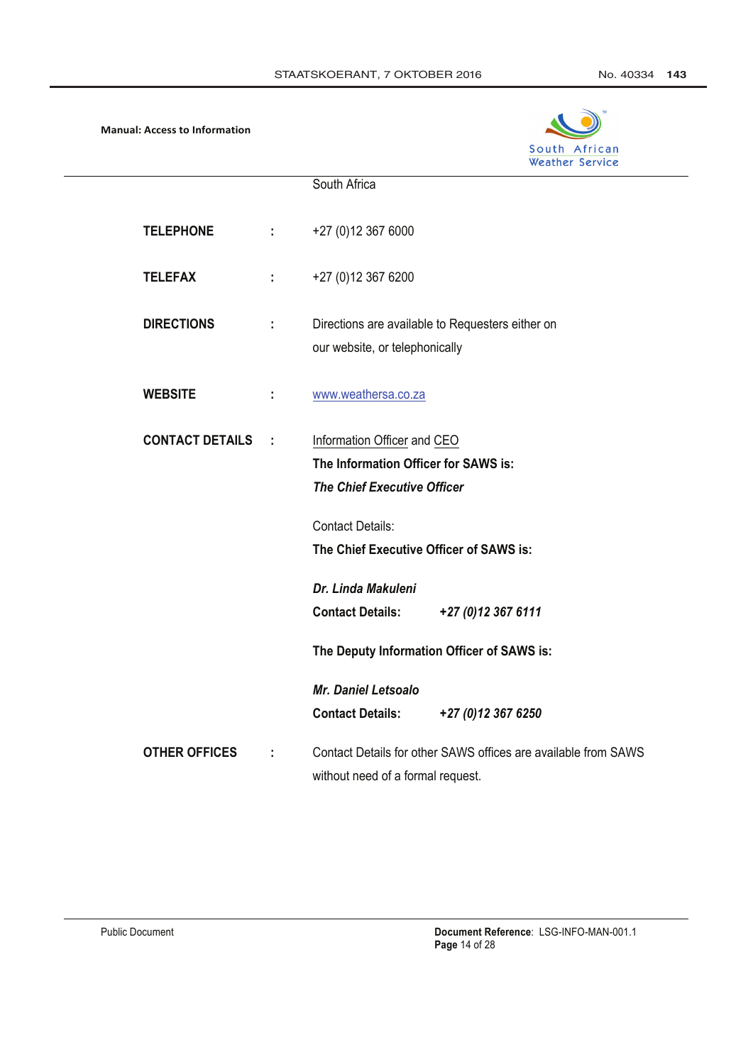South Africa

| | | |
|---|---|---|
| **TELEPHONE** | : | +27 (0)12 367 6000 |
| **TELEFAX** | : | +27 (0)12 367 6200 |
| **DIRECTIONS** | : | Directions are available to Requesters either on our website, or telephonically |
| **WEBSITE** | : | www.weathersa.co.za |
| **CONTACT DETAILS** | : | Information Officer and CEO |

**The Information Officer for SAWS is:**

***The Chief Executive Officer***

Contact Details:

**The Chief Executive Officer of SAWS is:**

***Dr. Linda Makuleni***

**Contact Details:** ***+27 (0)12 367 6111***

**The Deputy Information Officer of SAWS is:**

***Mr. Daniel Letsoalo***

**Contact Details:** ***+27 (0)12 367 6250***

| | | |
|---|---|---|
| **OTHER OFFICES** | : | Contact Details for other SAWS offices are available from SAWS without need of a formal request. |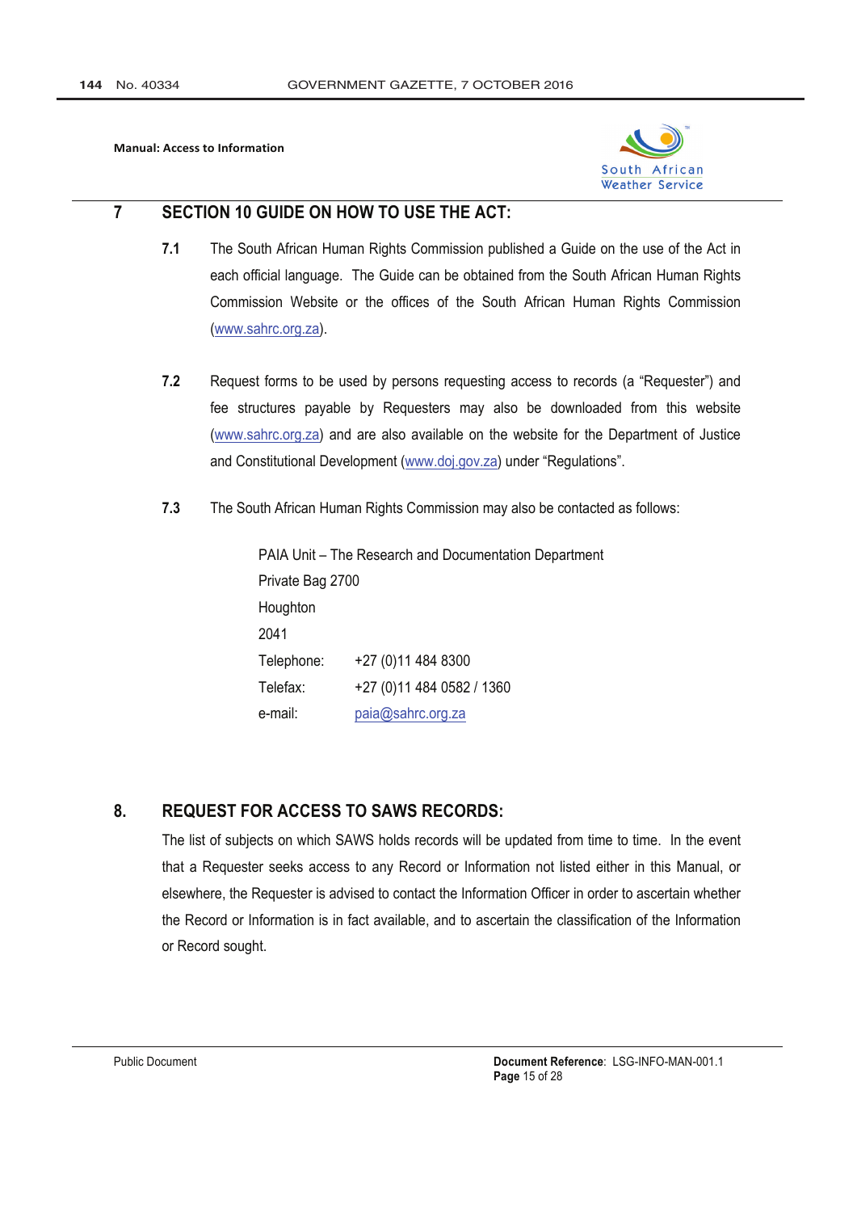## 7 SECTION 10 GUIDE ON HOW TO USE THE ACT:

**7.1** The South African Human Rights Commission published a Guide on the use of the Act in each official language. The Guide can be obtained from the South African Human Rights Commission Website or the offices of the South African Human Rights Commission (www.sahrc.org.za).

**7.2** Request forms to be used by persons requesting access to records (a "Requester") and fee structures payable by Requesters may also be downloaded from this website (www.sahrc.org.za) and are also available on the website for the Department of Justice and Constitutional Development (www.doj.gov.za) under "Regulations".

**7.3** The South African Human Rights Commission may also be contacted as follows:

PAIA Unit – The Research and Documentation Department
Private Bag 2700
Houghton
2041

| | |
|---|---|
| Telephone: | +27 (0)11 484 8300 |
| Telefax: | +27 (0)11 484 0582 / 1360 |
| e-mail: | paia@sahrc.org.za |

## 8. REQUEST FOR ACCESS TO SAWS RECORDS:

The list of subjects on which SAWS holds records will be updated from time to time. In the event that a Requester seeks access to any Record or Information not listed either in this Manual, or elsewhere, the Requester is advised to contact the Information Officer in order to ascertain whether the Record or Information is in fact available, and to ascertain the classification of the Information or Record sought.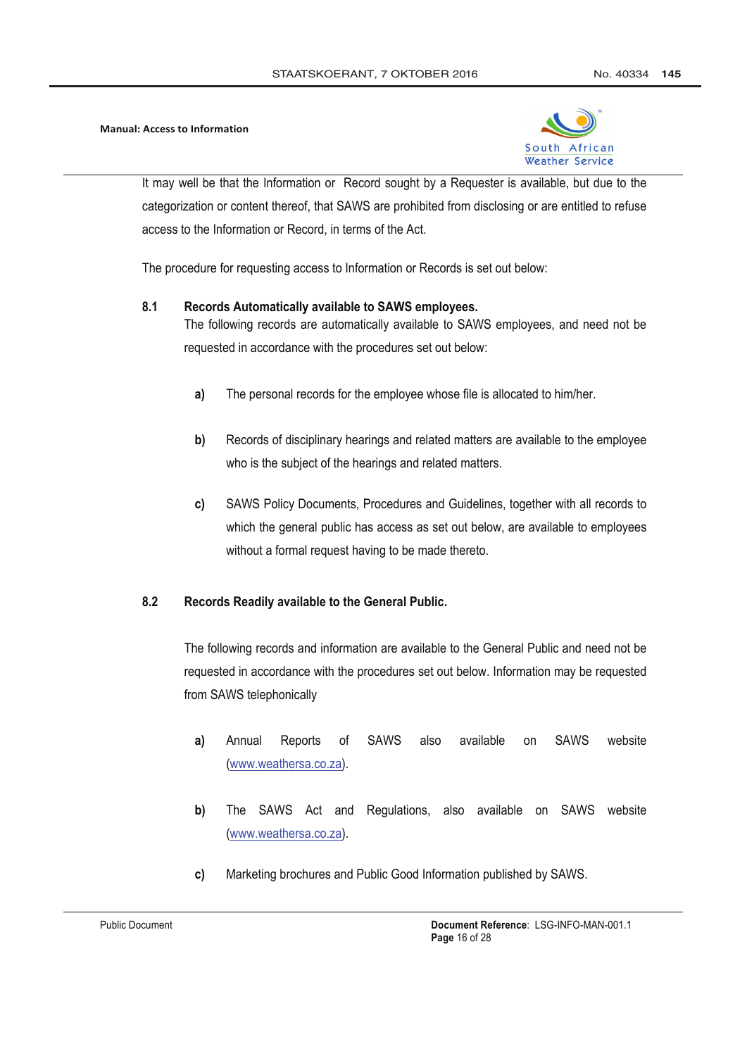It may well be that the Information or Record sought by a Requester is available, but due to the categorization or content thereof, that SAWS are prohibited from disclosing or are entitled to refuse access to the Information or Record, in terms of the Act.

The procedure for requesting access to Information or Records is set out below:

### 8.1 Records Automatically available to SAWS employees.

The following records are automatically available to SAWS employees, and need not be requested in accordance with the procedures set out below:

**a)** The personal records for the employee whose file is allocated to him/her.

**b)** Records of disciplinary hearings and related matters are available to the employee who is the subject of the hearings and related matters.

**c)** SAWS Policy Documents, Procedures and Guidelines, together with all records to which the general public has access as set out below, are available to employees without a formal request having to be made thereto.

### 8.2 Records Readily available to the General Public.

The following records and information are available to the General Public and need not be requested in accordance with the procedures set out below. Information may be requested from SAWS telephonically

**a)** Annual Reports of SAWS also available on SAWS website (www.weathersa.co.za).

**b)** The SAWS Act and Regulations, also available on SAWS website (www.weathersa.co.za).

**c)** Marketing brochures and Public Good Information published by SAWS.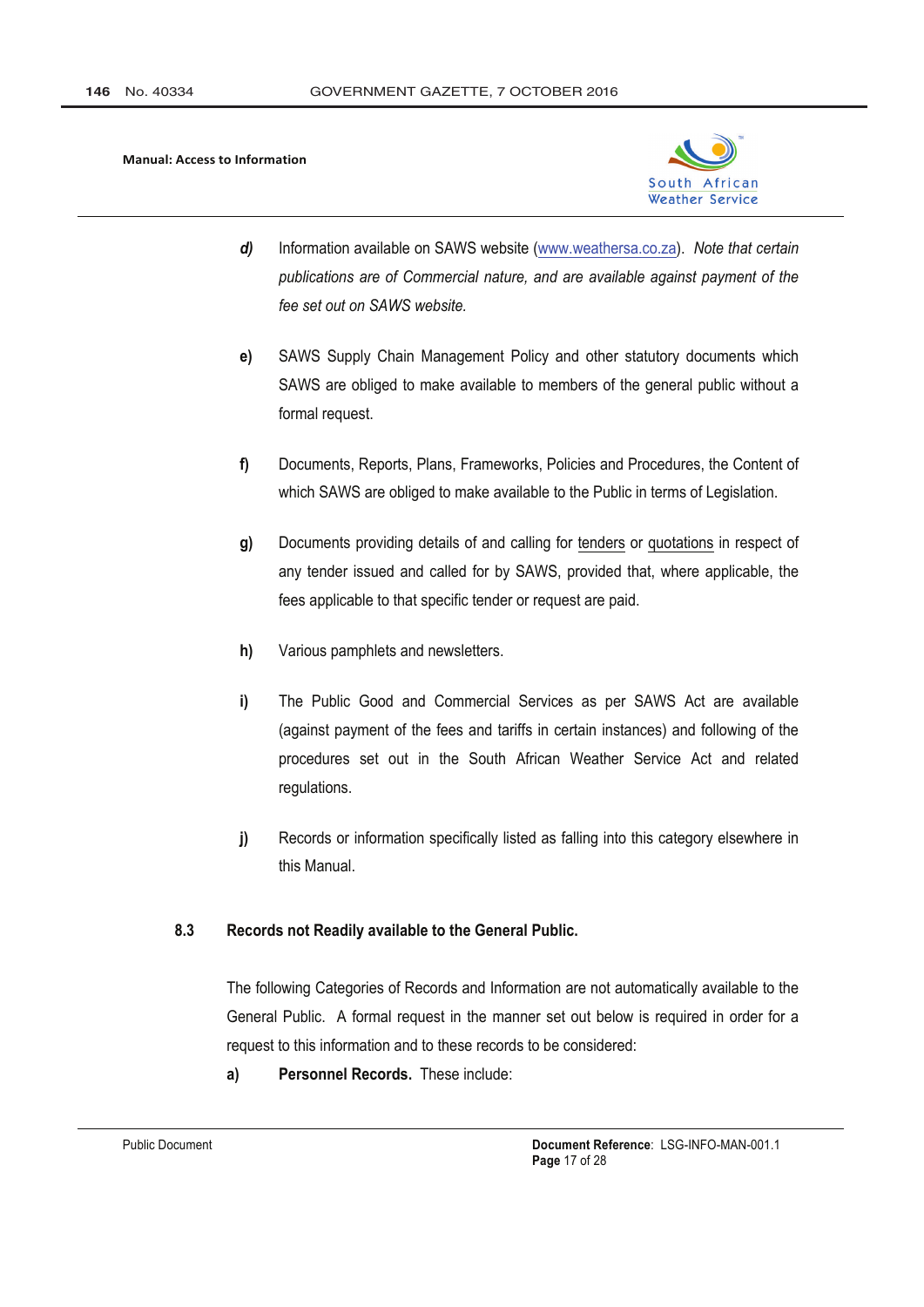*d)* Information available on SAWS website (www.weathersa.co.za). *Note that certain publications are of Commercial nature, and are available against payment of the fee set out on SAWS website.*

**e)** SAWS Supply Chain Management Policy and other statutory documents which SAWS are obliged to make available to members of the general public without a formal request.

**f)** Documents, Reports, Plans, Frameworks, Policies and Procedures, the Content of which SAWS are obliged to make available to the Public in terms of Legislation.

**g)** Documents providing details of and calling for tenders or quotations in respect of any tender issued and called for by SAWS, provided that, where applicable, the fees applicable to that specific tender or request are paid.

**h)** Various pamphlets and newsletters.

**i)** The Public Good and Commercial Services as per SAWS Act are available (against payment of the fees and tariffs in certain instances) and following of the procedures set out in the South African Weather Service Act and related regulations.

**j)** Records or information specifically listed as falling into this category elsewhere in this Manual.

### 8.3 Records not Readily available to the General Public.

The following Categories of Records and Information are not automatically available to the General Public. A formal request in the manner set out below is required in order for a request to this information and to these records to be considered:

**a)** **Personnel Records.** These include: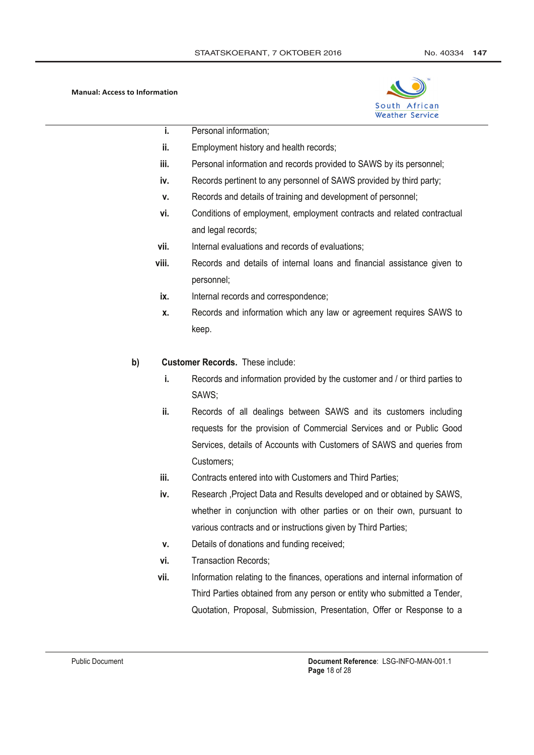i. Personal information;
ii. Employment history and health records;
iii. Personal information and records provided to SAWS by its personnel;
iv. Records pertinent to any personnel of SAWS provided by third party;
v. Records and details of training and development of personnel;
vi. Conditions of employment, employment contracts and related contractual and legal records;
vii. Internal evaluations and records of evaluations;
viii. Records and details of internal loans and financial assistance given to personnel;
ix. Internal records and correspondence;
x. Records and information which any law or agreement requires SAWS to keep.

b) **Customer Records.** These include:

i. Records and information provided by the customer and / or third parties to SAWS;
ii. Records of all dealings between SAWS and its customers including requests for the provision of Commercial Services and or Public Good Services, details of Accounts with Customers of SAWS and queries from Customers;
iii. Contracts entered into with Customers and Third Parties;
iv. Research ,Project Data and Results developed and or obtained by SAWS, whether in conjunction with other parties or on their own, pursuant to various contracts and or instructions given by Third Parties;
v. Details of donations and funding received;
vi. Transaction Records;
vii. Information relating to the finances, operations and internal information of Third Parties obtained from any person or entity who submitted a Tender, Quotation, Proposal, Submission, Presentation, Offer or Response to a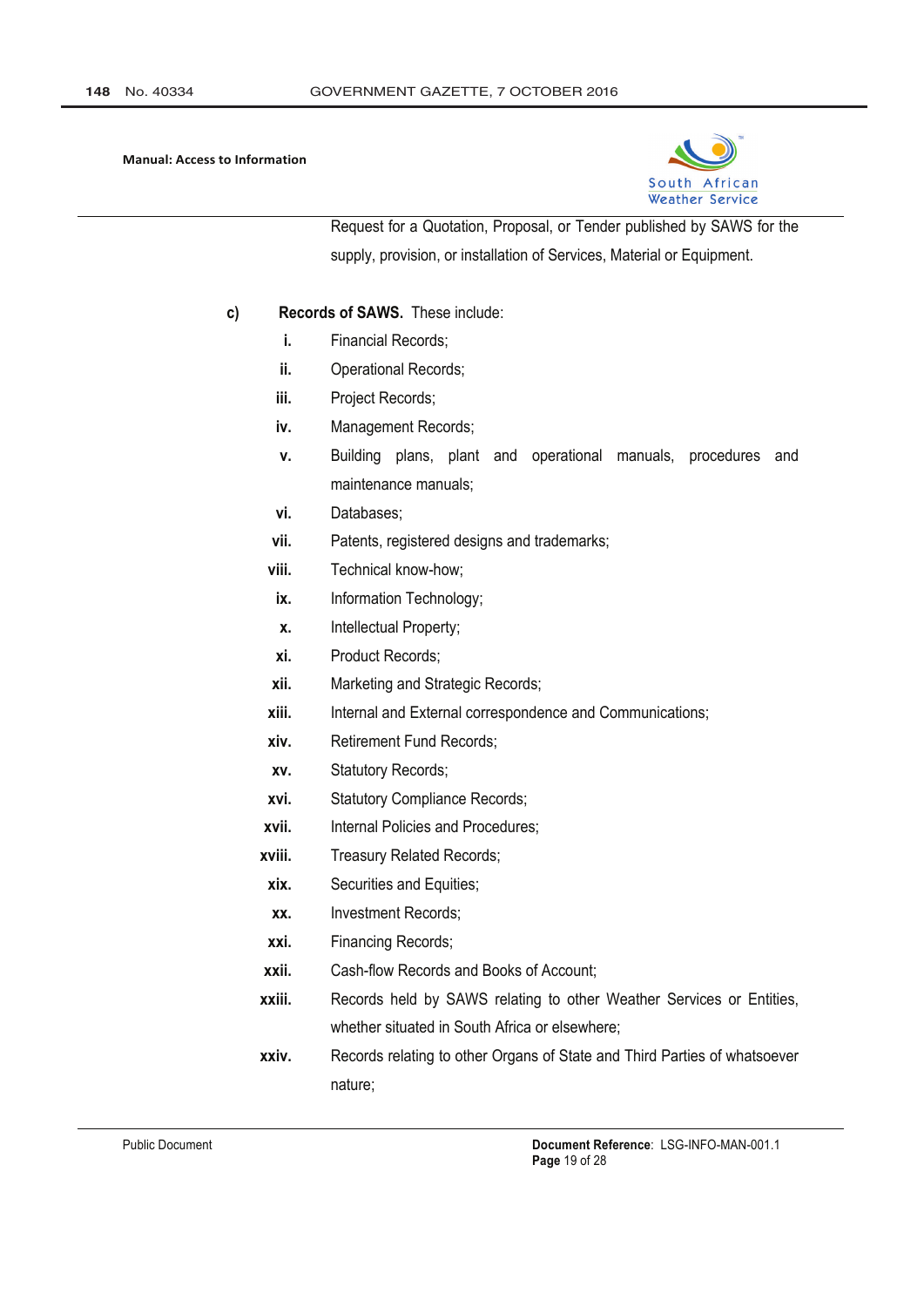Request for a Quotation, Proposal, or Tender published by SAWS for the supply, provision, or installation of Services, Material or Equipment.

c) **Records of SAWS.** These include:

- **i.** Financial Records;
- **ii.** Operational Records;
- **iii.** Project Records;
- **iv.** Management Records;
- **v.** Building plans, plant and operational manuals, procedures and maintenance manuals;
- **vi.** Databases;
- **vii.** Patents, registered designs and trademarks;
- **viii.** Technical know-how;
- **ix.** Information Technology;
- **x.** Intellectual Property;
- **xi.** Product Records;
- **xii.** Marketing and Strategic Records;
- **xiii.** Internal and External correspondence and Communications;
- **xiv.** Retirement Fund Records;
- **xv.** Statutory Records;
- **xvi.** Statutory Compliance Records;
- **xvii.** Internal Policies and Procedures;
- **xviii.** Treasury Related Records;
- **xix.** Securities and Equities;
- **xx.** Investment Records;
- **xxi.** Financing Records;
- **xxii.** Cash-flow Records and Books of Account;
- **xxiii.** Records held by SAWS relating to other Weather Services or Entities, whether situated in South Africa or elsewhere;
- **xxiv.** Records relating to other Organs of State and Third Parties of whatsoever nature;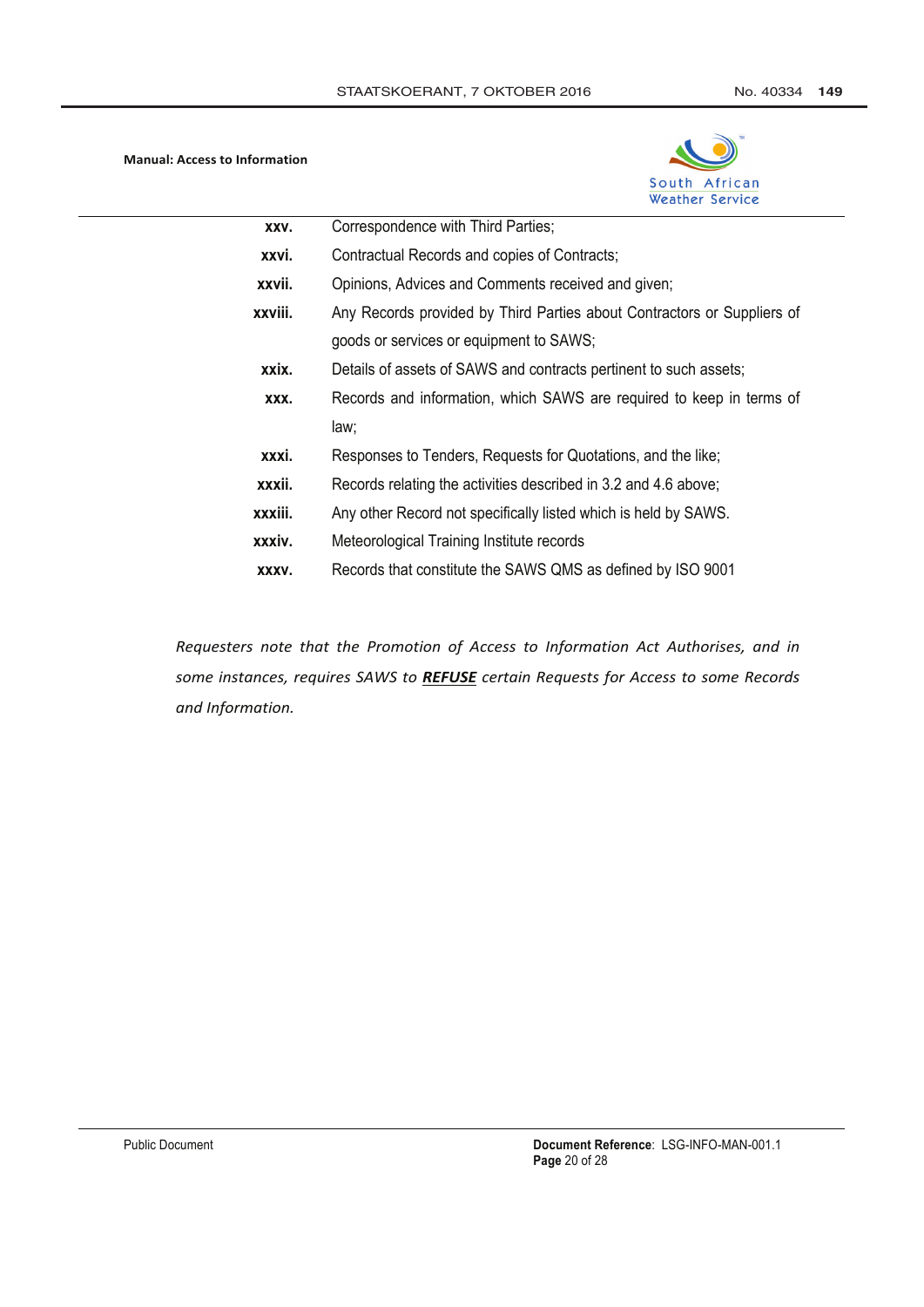- **xxv.** Correspondence with Third Parties;
- **xxvi.** Contractual Records and copies of Contracts;
- **xxvii.** Opinions, Advices and Comments received and given;
- **xxviii.** Any Records provided by Third Parties about Contractors or Suppliers of goods or services or equipment to SAWS;
- **xxix.** Details of assets of SAWS and contracts pertinent to such assets;
- **xxx.** Records and information, which SAWS are required to keep in terms of law;
- **xxxi.** Responses to Tenders, Requests for Quotations, and the like;
- **xxxii.** Records relating the activities described in 3.2 and 4.6 above;
- **xxxiii.** Any other Record not specifically listed which is held by SAWS.
- **xxxiv.** Meteorological Training Institute records
- **xxxv.** Records that constitute the SAWS QMS as defined by ISO 9001

*Requesters note that the Promotion of Access to Information Act Authorises, and in some instances, requires SAWS to **REFUSE** certain Requests for Access to some Records and Information.*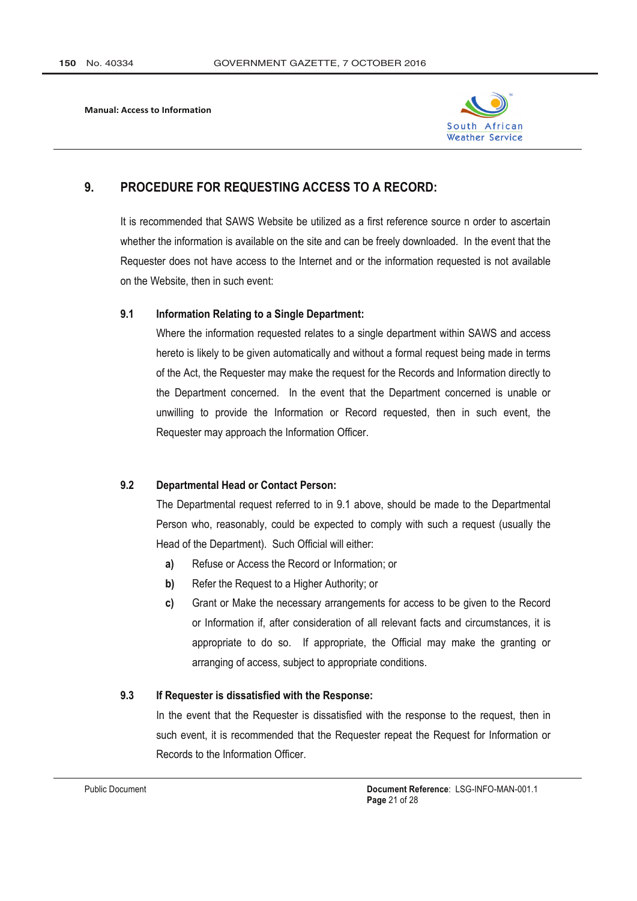## 9. PROCEDURE FOR REQUESTING ACCESS TO A RECORD:

It is recommended that SAWS Website be utilized as a first reference source n order to ascertain whether the information is available on the site and can be freely downloaded. In the event that the Requester does not have access to the Internet and or the information requested is not available on the Website, then in such event:

### 9.1 Information Relating to a Single Department:

Where the information requested relates to a single department within SAWS and access hereto is likely to be given automatically and without a formal request being made in terms of the Act, the Requester may make the request for the Records and Information directly to the Department concerned. In the event that the Department concerned is unable or unwilling to provide the Information or Record requested, then in such event, the Requester may approach the Information Officer.

### 9.2 Departmental Head or Contact Person:

The Departmental request referred to in 9.1 above, should be made to the Departmental Person who, reasonably, could be expected to comply with such a request (usually the Head of the Department). Such Official will either:

**a)** Refuse or Access the Record or Information; or

**b)** Refer the Request to a Higher Authority; or

**c)** Grant or Make the necessary arrangements for access to be given to the Record or Information if, after consideration of all relevant facts and circumstances, it is appropriate to do so. If appropriate, the Official may make the granting or arranging of access, subject to appropriate conditions.

### 9.3 If Requester is dissatisfied with the Response:

In the event that the Requester is dissatisfied with the response to the request, then in such event, it is recommended that the Requester repeat the Request for Information or Records to the Information Officer.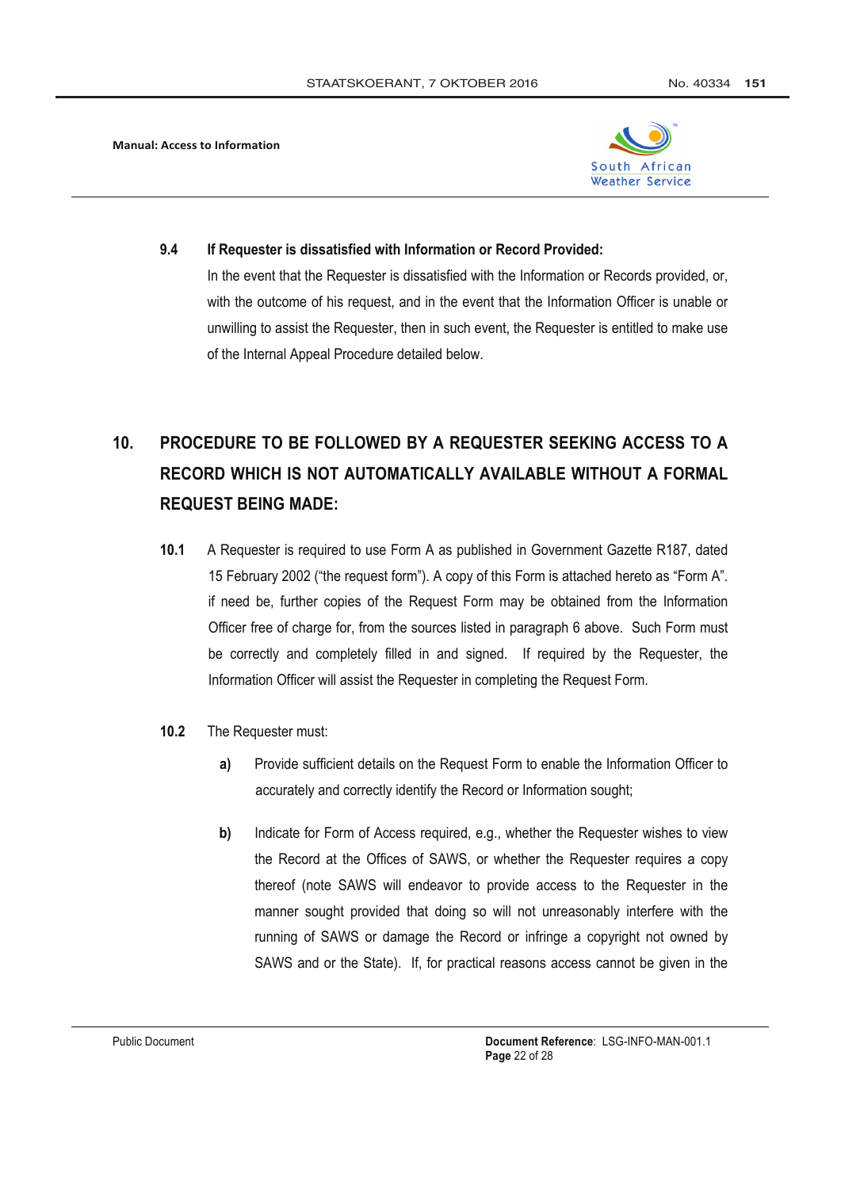### 9.4 If Requester is dissatisfied with Information or Record Provided:

In the event that the Requester is dissatisfied with the Information or Records provided, or, with the outcome of his request, and in the event that the Information Officer is unable or unwilling to assist the Requester, then in such event, the Requester is entitled to make use of the Internal Appeal Procedure detailed below.

## 10. PROCEDURE TO BE FOLLOWED BY A REQUESTER SEEKING ACCESS TO A RECORD WHICH IS NOT AUTOMATICALLY AVAILABLE WITHOUT A FORMAL REQUEST BEING MADE:

**10.1** A Requester is required to use Form A as published in Government Gazette R187, dated 15 February 2002 ("the request form"). A copy of this Form is attached hereto as "Form A". if need be, further copies of the Request Form may be obtained from the Information Officer free of charge for, from the sources listed in paragraph 6 above. Such Form must be correctly and completely filled in and signed. If required by the Requester, the Information Officer will assist the Requester in completing the Request Form.

**10.2** The Requester must:

**a)** Provide sufficient details on the Request Form to enable the Information Officer to accurately and correctly identify the Record or Information sought;

**b)** Indicate for Form of Access required, e.g., whether the Requester wishes to view the Record at the Offices of SAWS, or whether the Requester requires a copy thereof (note SAWS will endeavor to provide access to the Requester in the manner sought provided that doing so will not unreasonably interfere with the running of SAWS or damage the Record or infringe a copyright not owned by SAWS and or the State). If, for practical reasons access cannot be given in the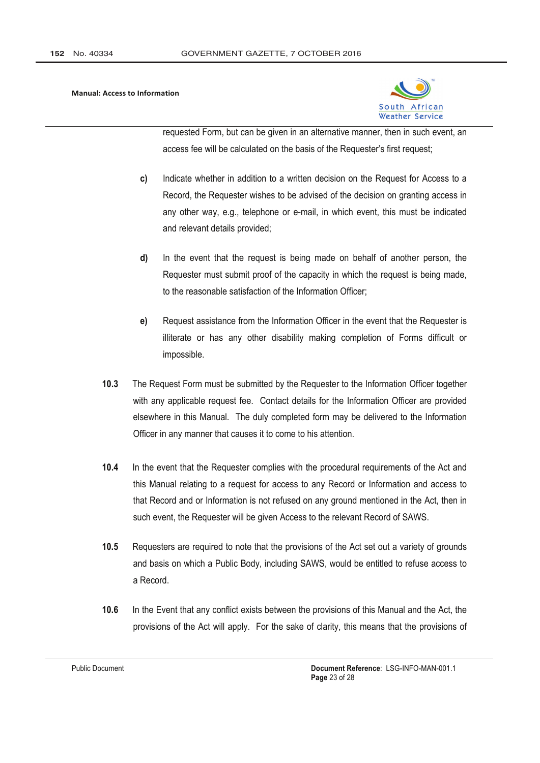requested Form, but can be given in an alternative manner, then in such event, an access fee will be calculated on the basis of the Requester's first request;

**c)** Indicate whether in addition to a written decision on the Request for Access to a Record, the Requester wishes to be advised of the decision on granting access in any other way, e.g., telephone or e-mail, in which event, this must be indicated and relevant details provided;

**d)** In the event that the request is being made on behalf of another person, the Requester must submit proof of the capacity in which the request is being made, to the reasonable satisfaction of the Information Officer;

**e)** Request assistance from the Information Officer in the event that the Requester is illiterate or has any other disability making completion of Forms difficult or impossible.

**10.3** The Request Form must be submitted by the Requester to the Information Officer together with any applicable request fee. Contact details for the Information Officer are provided elsewhere in this Manual. The duly completed form may be delivered to the Information Officer in any manner that causes it to come to his attention.

**10.4** In the event that the Requester complies with the procedural requirements of the Act and this Manual relating to a request for access to any Record or Information and access to that Record and or Information is not refused on any ground mentioned in the Act, then in such event, the Requester will be given Access to the relevant Record of SAWS.

**10.5** Requesters are required to note that the provisions of the Act set out a variety of grounds and basis on which a Public Body, including SAWS, would be entitled to refuse access to a Record.

**10.6** In the Event that any conflict exists between the provisions of this Manual and the Act, the provisions of the Act will apply. For the sake of clarity, this means that the provisions of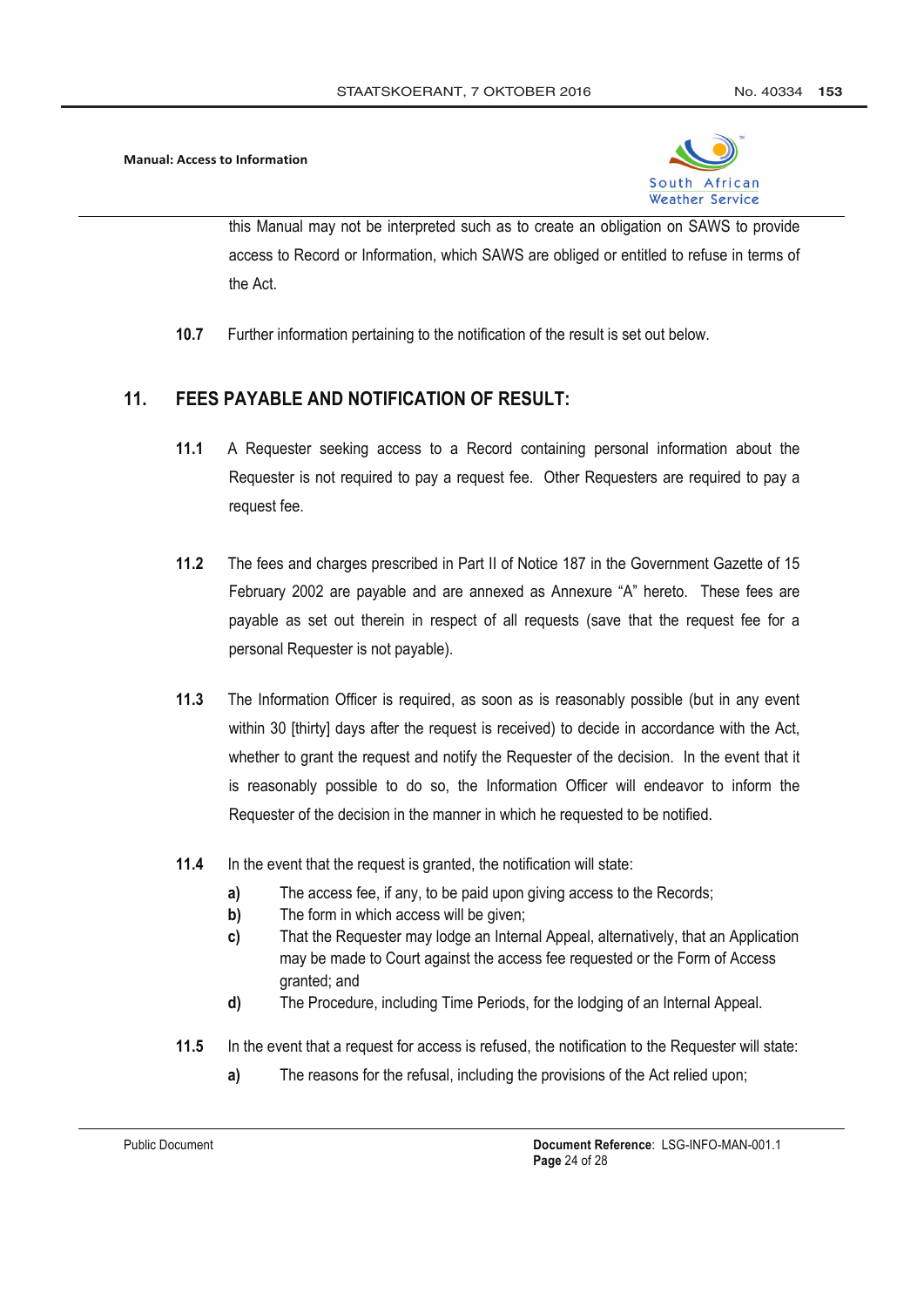this Manual may not be interpreted such as to create an obligation on SAWS to provide access to Record or Information, which SAWS are obliged or entitled to refuse in terms of the Act.

**10.7** Further information pertaining to the notification of the result is set out below.

## 11. FEES PAYABLE AND NOTIFICATION OF RESULT:

**11.1** A Requester seeking access to a Record containing personal information about the Requester is not required to pay a request fee. Other Requesters are required to pay a request fee.

**11.2** The fees and charges prescribed in Part II of Notice 187 in the Government Gazette of 15 February 2002 are payable and are annexed as Annexure "A" hereto. These fees are payable as set out therein in respect of all requests (save that the request fee for a personal Requester is not payable).

**11.3** The Information Officer is required, as soon as is reasonably possible (but in any event within 30 [thirty] days after the request is received) to decide in accordance with the Act, whether to grant the request and notify the Requester of the decision. In the event that it is reasonably possible to do so, the Information Officer will endeavor to inform the Requester of the decision in the manner in which he requested to be notified.

**11.4** In the event that the request is granted, the notification will state:

- **a)** The access fee, if any, to be paid upon giving access to the Records;
- **b)** The form in which access will be given;
- **c)** That the Requester may lodge an Internal Appeal, alternatively, that an Application may be made to Court against the access fee requested or the Form of Access granted; and
- **d)** The Procedure, including Time Periods, for the lodging of an Internal Appeal.

**11.5** In the event that a request for access is refused, the notification to the Requester will state:

- **a)** The reasons for the refusal, including the provisions of the Act relied upon;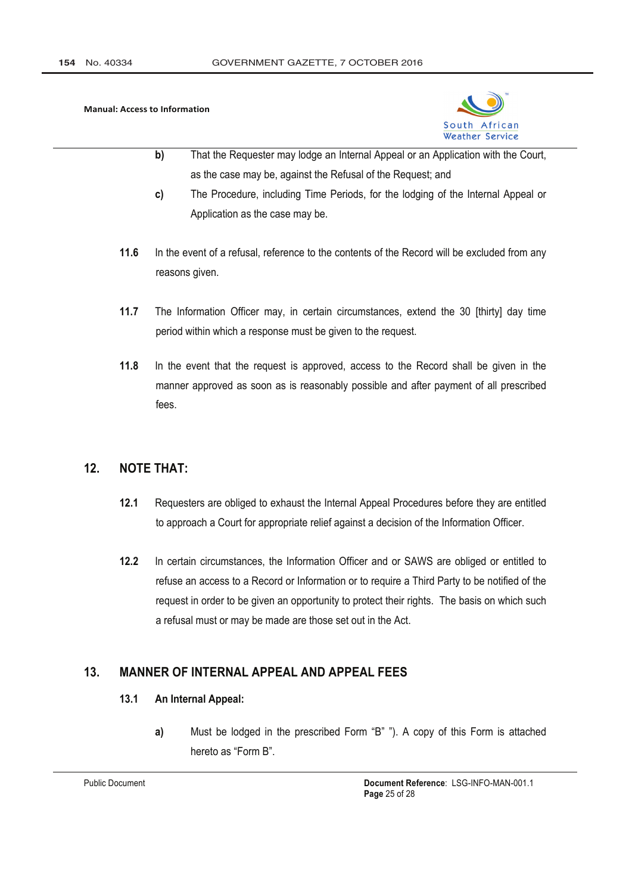b) That the Requester may lodge an Internal Appeal or an Application with the Court, as the case may be, against the Refusal of the Request; and

c) The Procedure, including Time Periods, for the lodging of the Internal Appeal or Application as the case may be.

**11.6** In the event of a refusal, reference to the contents of the Record will be excluded from any reasons given.

**11.7** The Information Officer may, in certain circumstances, extend the 30 [thirty] day time period within which a response must be given to the request.

**11.8** In the event that the request is approved, access to the Record shall be given in the manner approved as soon as is reasonably possible and after payment of all prescribed fees.

## 12. NOTE THAT:

**12.1** Requesters are obliged to exhaust the Internal Appeal Procedures before they are entitled to approach a Court for appropriate relief against a decision of the Information Officer.

**12.2** In certain circumstances, the Information Officer and or SAWS are obliged or entitled to refuse an access to a Record or Information or to require a Third Party to be notified of the request in order to be given an opportunity to protect their rights. The basis on which such a refusal must or may be made are those set out in the Act.

## 13. MANNER OF INTERNAL APPEAL AND APPEAL FEES

### 13.1 An Internal Appeal:

a) Must be lodged in the prescribed Form "B" "). A copy of this Form is attached hereto as "Form B".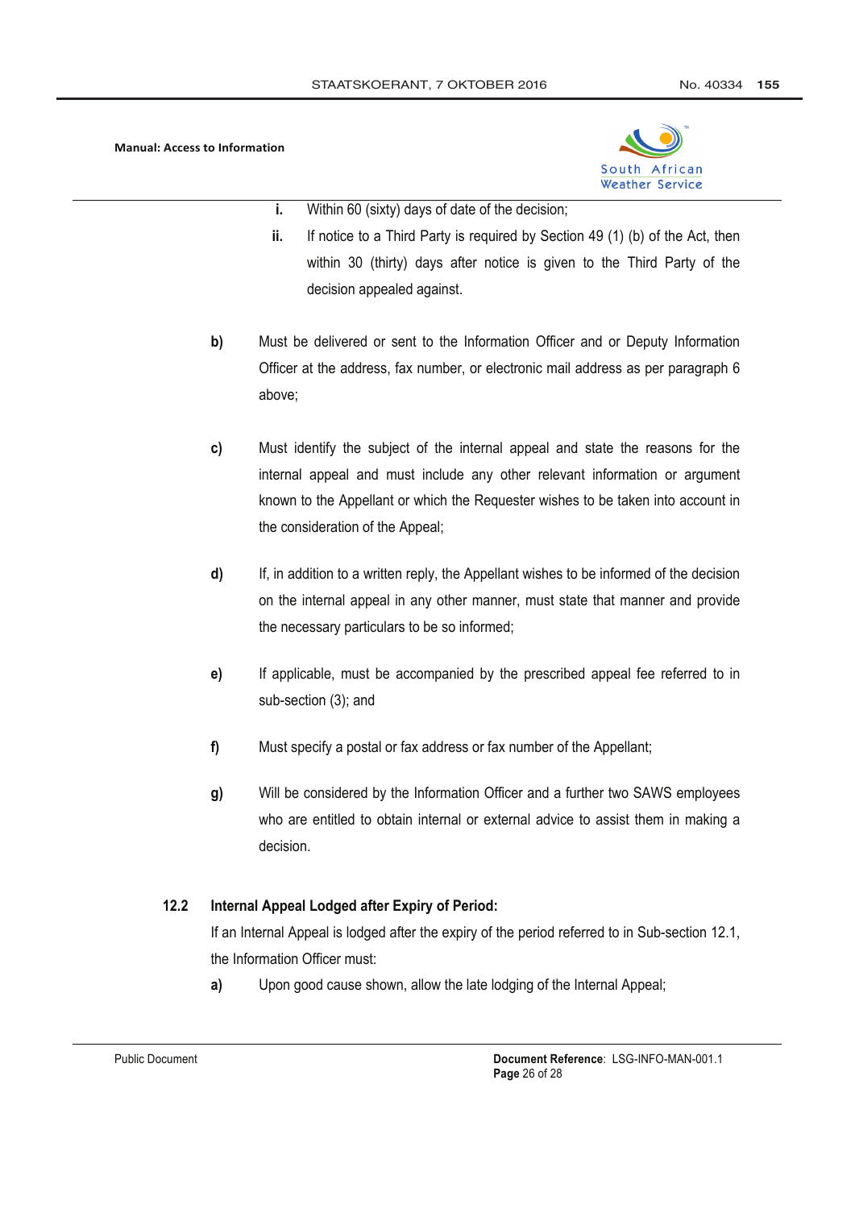i. Within 60 (sixty) days of date of the decision;

ii. If notice to a Third Party is required by Section 49 (1) (b) of the Act, then within 30 (thirty) days after notice is given to the Third Party of the decision appealed against.

**b)** Must be delivered or sent to the Information Officer and or Deputy Information Officer at the address, fax number, or electronic mail address as per paragraph 6 above;

**c)** Must identify the subject of the internal appeal and state the reasons for the internal appeal and must include any other relevant information or argument known to the Appellant or which the Requester wishes to be taken into account in the consideration of the Appeal;

**d)** If, in addition to a written reply, the Appellant wishes to be informed of the decision on the internal appeal in any other manner, must state that manner and provide the necessary particulars to be so informed;

**e)** If applicable, must be accompanied by the prescribed appeal fee referred to in sub-section (3); and

**f)** Must specify a postal or fax address or fax number of the Appellant;

**g)** Will be considered by the Information Officer and a further two SAWS employees who are entitled to obtain internal or external advice to assist them in making a decision.

### 12.2 Internal Appeal Lodged after Expiry of Period:

If an Internal Appeal is lodged after the expiry of the period referred to in Sub-section 12.1, the Information Officer must:

**a)** Upon good cause shown, allow the late lodging of the Internal Appeal;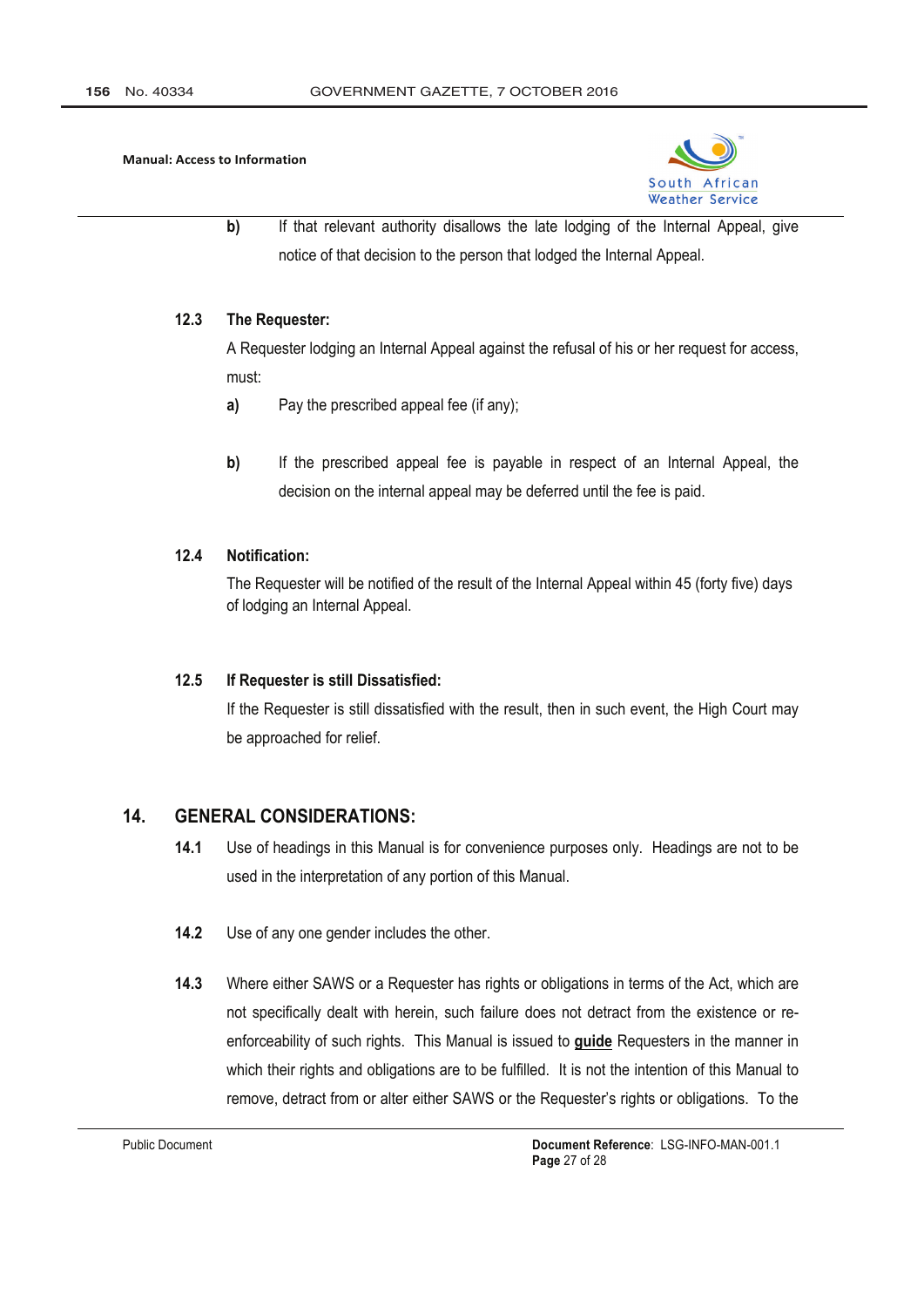b) If that relevant authority disallows the late lodging of the Internal Appeal, give notice of that decision to the person that lodged the Internal Appeal.

**12.3 The Requester:**

A Requester lodging an Internal Appeal against the refusal of his or her request for access, must:

a) Pay the prescribed appeal fee (if any);

b) If the prescribed appeal fee is payable in respect of an Internal Appeal, the decision on the internal appeal may be deferred until the fee is paid.

**12.4 Notification:**

The Requester will be notified of the result of the Internal Appeal within 45 (forty five) days of lodging an Internal Appeal.

**12.5 If Requester is still Dissatisfied:**

If the Requester is still dissatisfied with the result, then in such event, the High Court may be approached for relief.

## 14. GENERAL CONSIDERATIONS:

**14.1** Use of headings in this Manual is for convenience purposes only. Headings are not to be used in the interpretation of any portion of this Manual.

**14.2** Use of any one gender includes the other.

**14.3** Where either SAWS or a Requester has rights or obligations in terms of the Act, which are not specifically dealt with herein, such failure does not detract from the existence or re-enforceability of such rights. This Manual is issued to **guide** Requesters in the manner in which their rights and obligations are to be fulfilled. It is not the intention of this Manual to remove, detract from or alter either SAWS or the Requester's rights or obligations. To the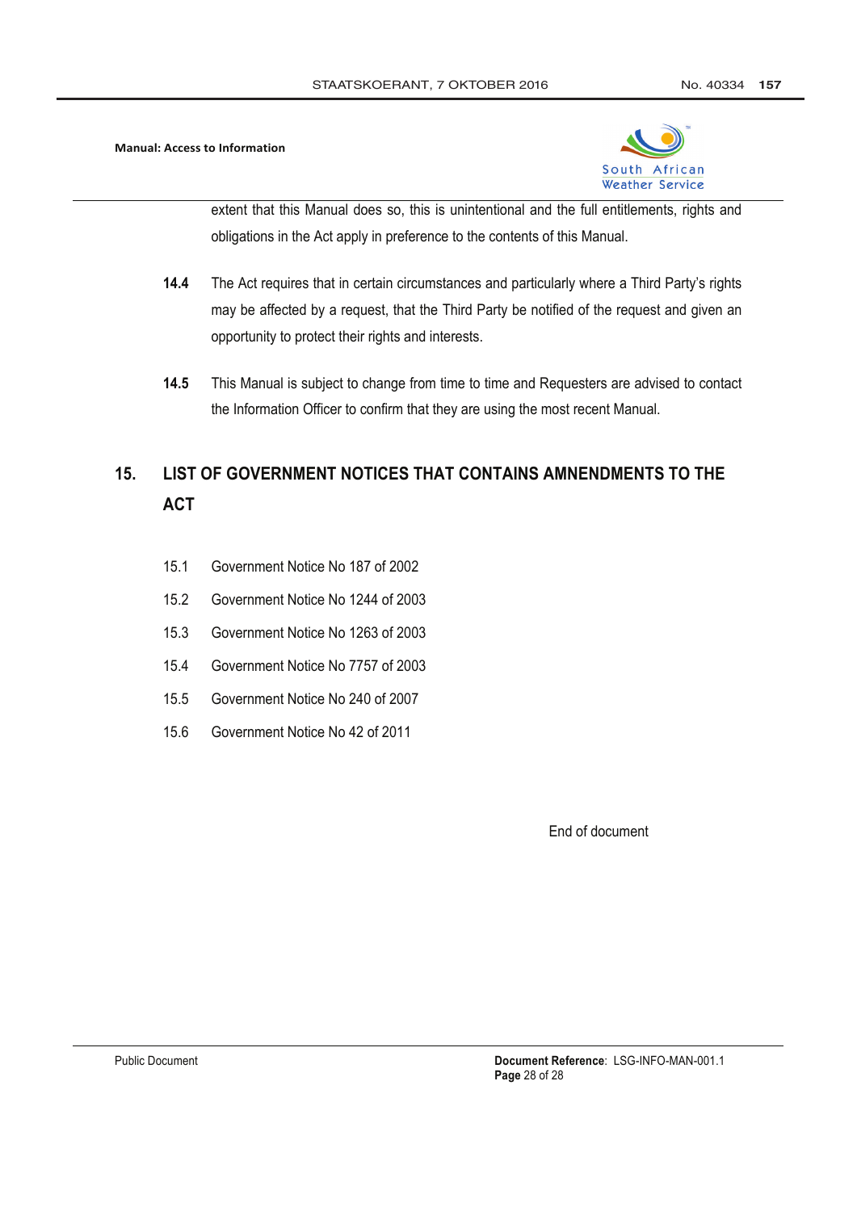extent that this Manual does so, this is unintentional and the full entitlements, rights and obligations in the Act apply in preference to the contents of this Manual.

**14.4** The Act requires that in certain circumstances and particularly where a Third Party's rights may be affected by a request, that the Third Party be notified of the request and given an opportunity to protect their rights and interests.

**14.5** This Manual is subject to change from time to time and Requesters are advised to contact the Information Officer to confirm that they are using the most recent Manual.

## 15. LIST OF GOVERNMENT NOTICES THAT CONTAINS AMNENDMENTS TO THE ACT

15.1 Government Notice No 187 of 2002

15.2 Government Notice No 1244 of 2003

15.3 Government Notice No 1263 of 2003

15.4 Government Notice No 7757 of 2003

15.5 Government Notice No 240 of 2007

15.6 Government Notice No 42 of 2011

End of document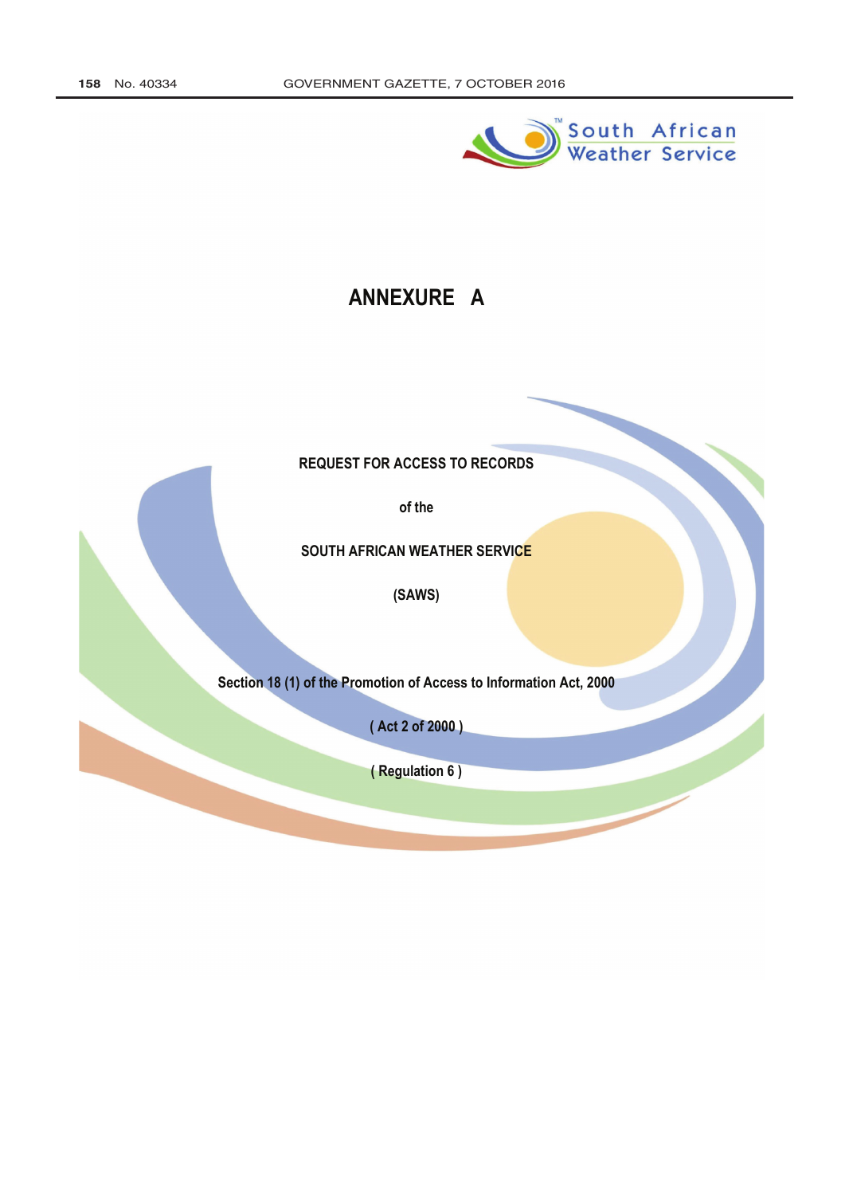South African Weather Service

# ANNEXURE A

**REQUEST FOR ACCESS TO RECORDS**

**of the**

**SOUTH AFRICAN WEATHER SERVICE**

**(SAWS)**

**Section 18 (1) of the Promotion of Access to Information Act, 2000**

**( Act 2 of 2000 )**

**( Regulation 6 )**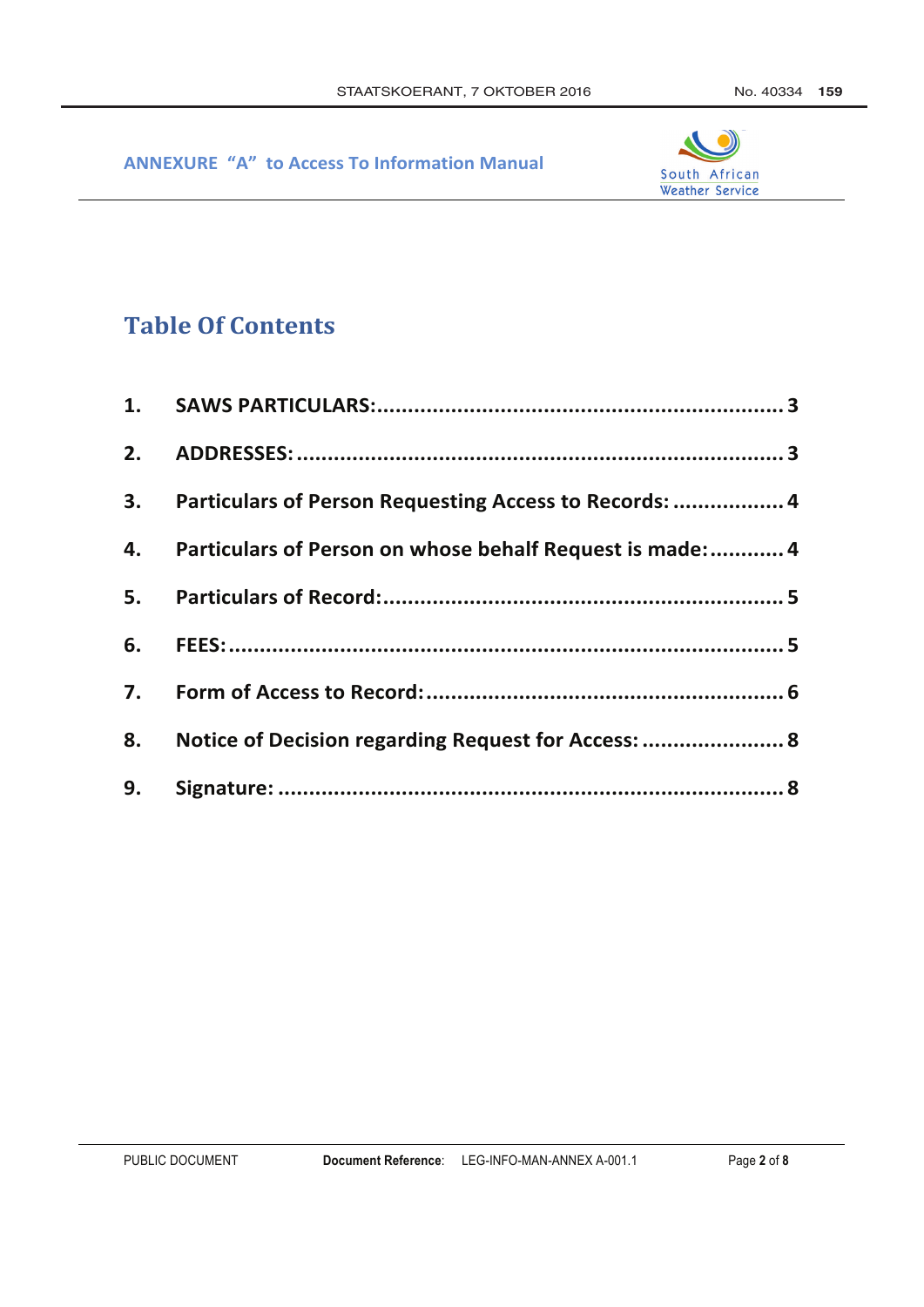ANNEXURE "A" to Access To Information Manual

South African Weather Service

## Table Of Contents

1. SAWS PARTICULARS:....................................................................3
2. ADDRESSES:...............................................................................3
3. Particulars of Person Requesting Access to Records:..................4
4. Particulars of Person on whose behalf Request is made:............4
5. Particulars of Record:..................................................................5
6. FEES:.........................................................................................5
7. Form of Access to Record:..........................................................6
8. Notice of Decision regarding Request for Access:.......................8
9. Signature:..................................................................................8

PUBLIC DOCUMENT **Document Reference**: LEG-INFO-MAN-ANNEX A-001.1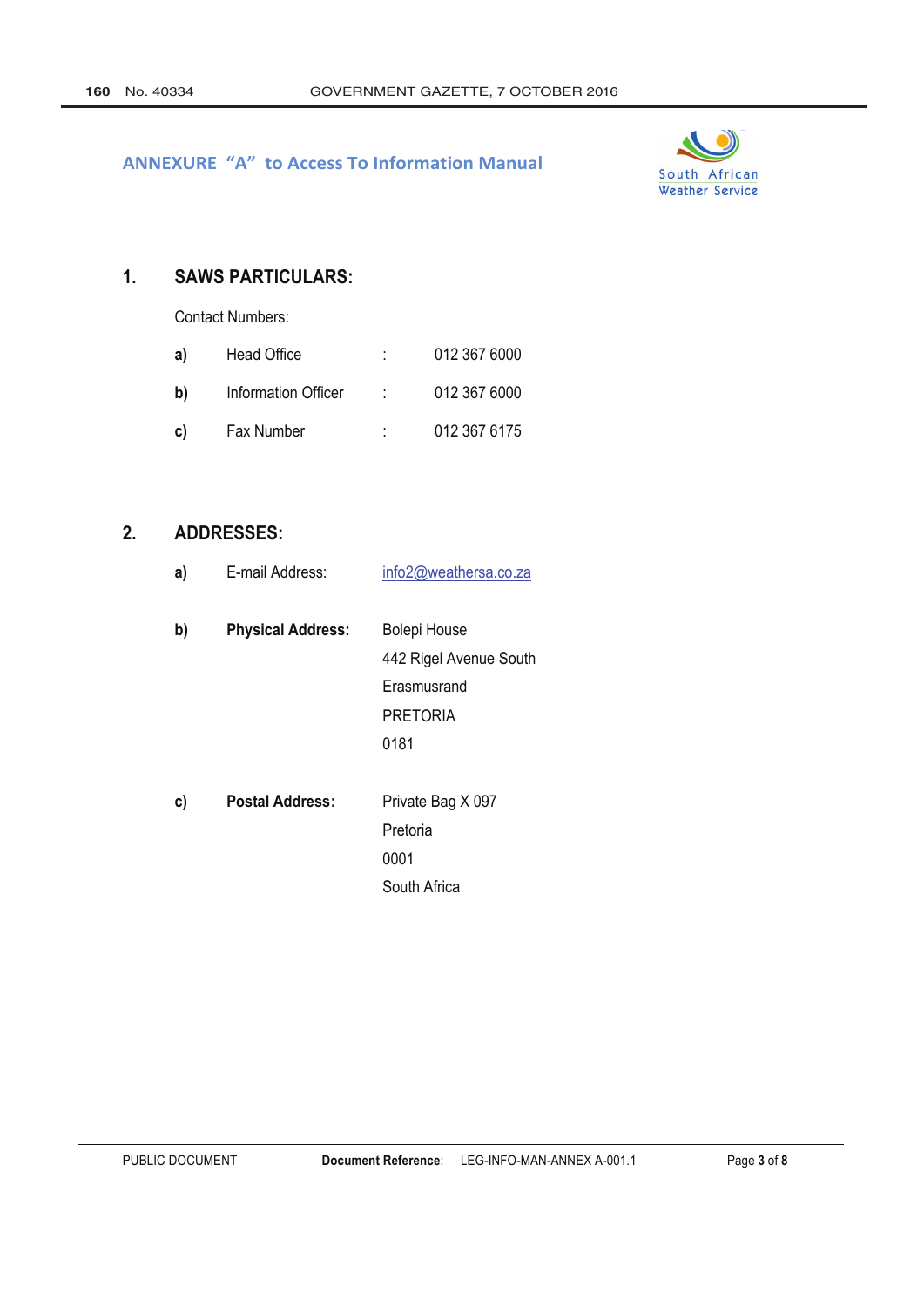## ANNEXURE "A" to Access To Information Manual

South African Weather Service

### 1. SAWS PARTICULARS:

Contact Numbers:

| | | | |
|---|---|---|---|
| **a)** | Head Office | : | 012 367 6000 |
| **b)** | Information Officer | : | 012 367 6000 |
| **c)** | Fax Number | : | 012 367 6175 |

### 2. ADDRESSES:

**a)** E-mail Address: info2@weathersa.co.za

**b)** **Physical Address:**

Bolepi House
442 Rigel Avenue South
Erasmusrand
PRETORIA
0181

**c)** **Postal Address:**

Private Bag X 097
Pretoria
0001
South Africa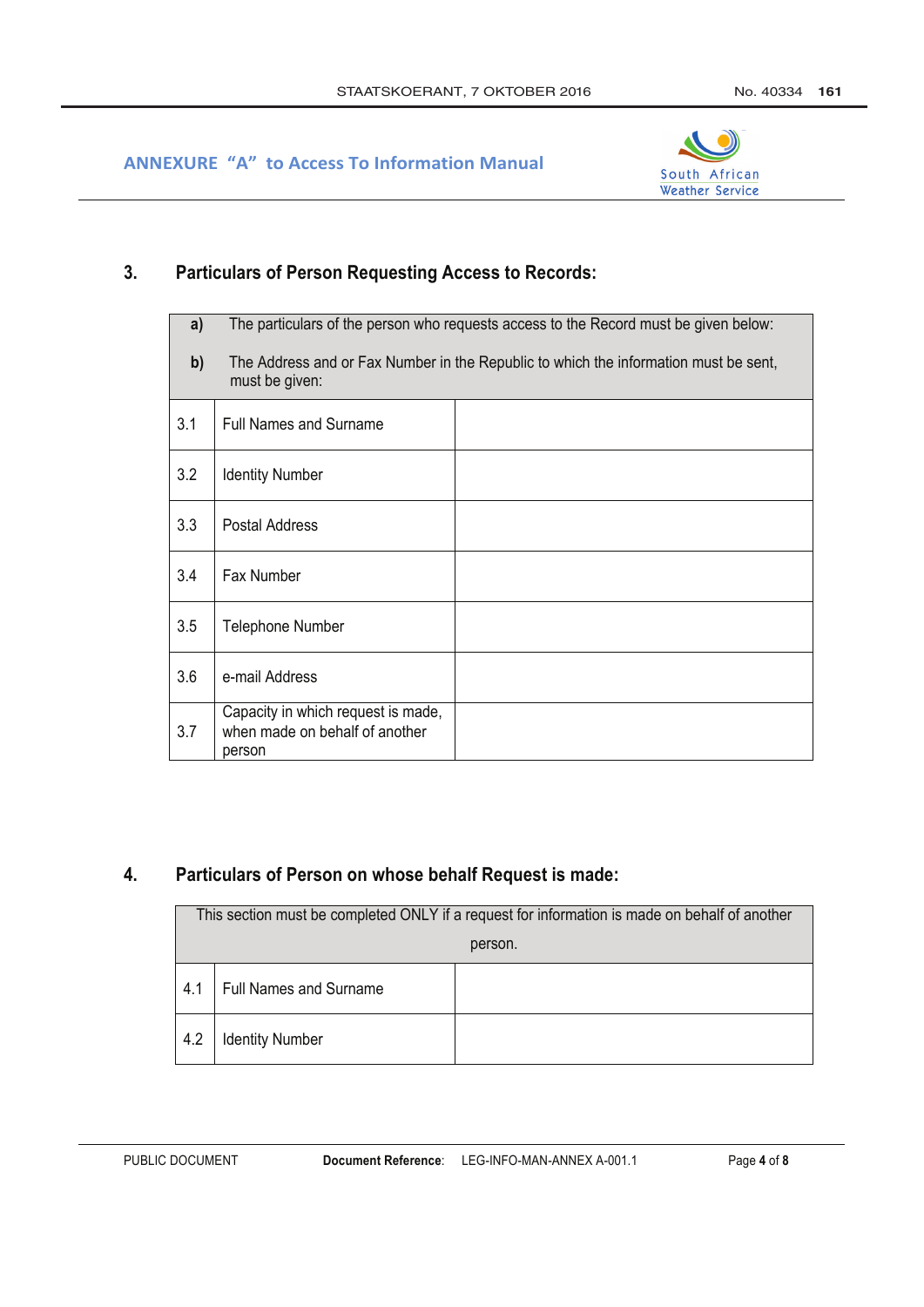ANNEXURE "A" to Access To Information Manual

South African Weather Service

## 3. Particulars of Person Requesting Access to Records:

| **a)** The particulars of the person who requests access to the Record must be given below:<br><br>**b)** The Address and or Fax Number in the Republic to which the information must be sent, must be given: | | |
|---|---|---|
| 3.1 | Full Names and Surname | |
| 3.2 | Identity Number | |
| 3.3 | Postal Address | |
| 3.4 | Fax Number | |
| 3.5 | Telephone Number | |
| 3.6 | e-mail Address | |
| 3.7 | Capacity in which request is made, when made on behalf of another person | |

## 4. Particulars of Person on whose behalf Request is made:

| This section must be completed ONLY if a request for information is made on behalf of another person. | | |
|---|---|---|
| 4.1 | Full Names and Surname | |
| 4.2 | Identity Number | |

PUBLIC DOCUMENT **Document Reference**: LEG-INFO-MAN-ANNEX A-001.1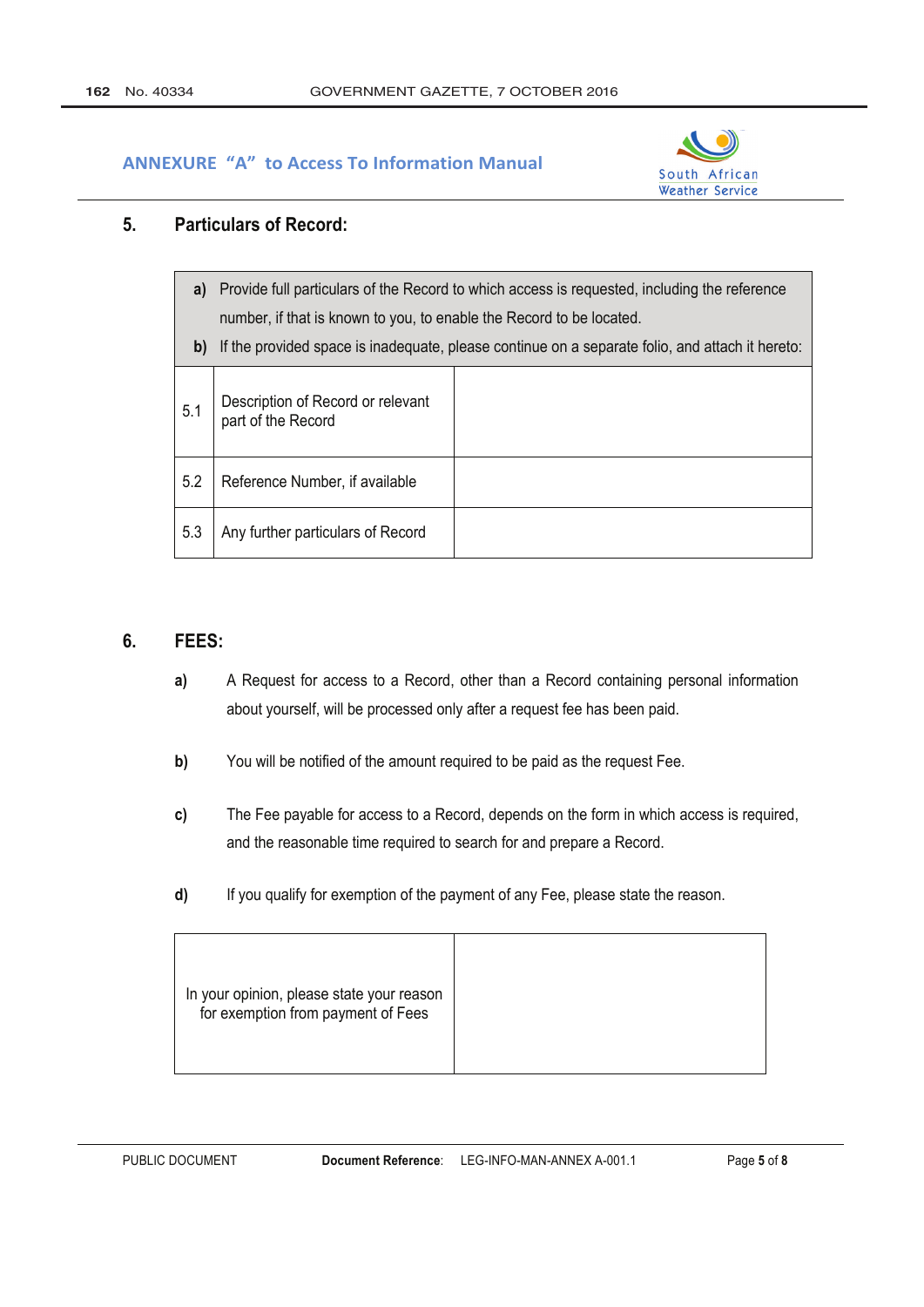## ANNEXURE "A" to Access To Information Manual

South African Weather Service

### 5. Particulars of Record:

| | | |
|---|---|---|
| **a)** Provide full particulars of the Record to which access is requested, including the reference number, if that is known to you, to enable the Record to be located. **b)** If the provided space is inadequate, please continue on a separate folio, and attach it hereto: | | |
| 5.1 | Description of Record or relevant part of the Record | |
| 5.2 | Reference Number, if available | |
| 5.3 | Any further particulars of Record | |

### 6. FEES:

**a)** A Request for access to a Record, other than a Record containing personal information about yourself, will be processed only after a request fee has been paid.

**b)** You will be notified of the amount required to be paid as the request Fee.

**c)** The Fee payable for access to a Record, depends on the form in which access is required, and the reasonable time required to search for and prepare a Record.

**d)** If you qualify for exemption of the payment of any Fee, please state the reason.

| | |
|---|---|
| In your opinion, please state your reason for exemption from payment of Fees | |

PUBLIC DOCUMENT **Document Reference**: LEG-INFO-MAN-ANNEX A-001.1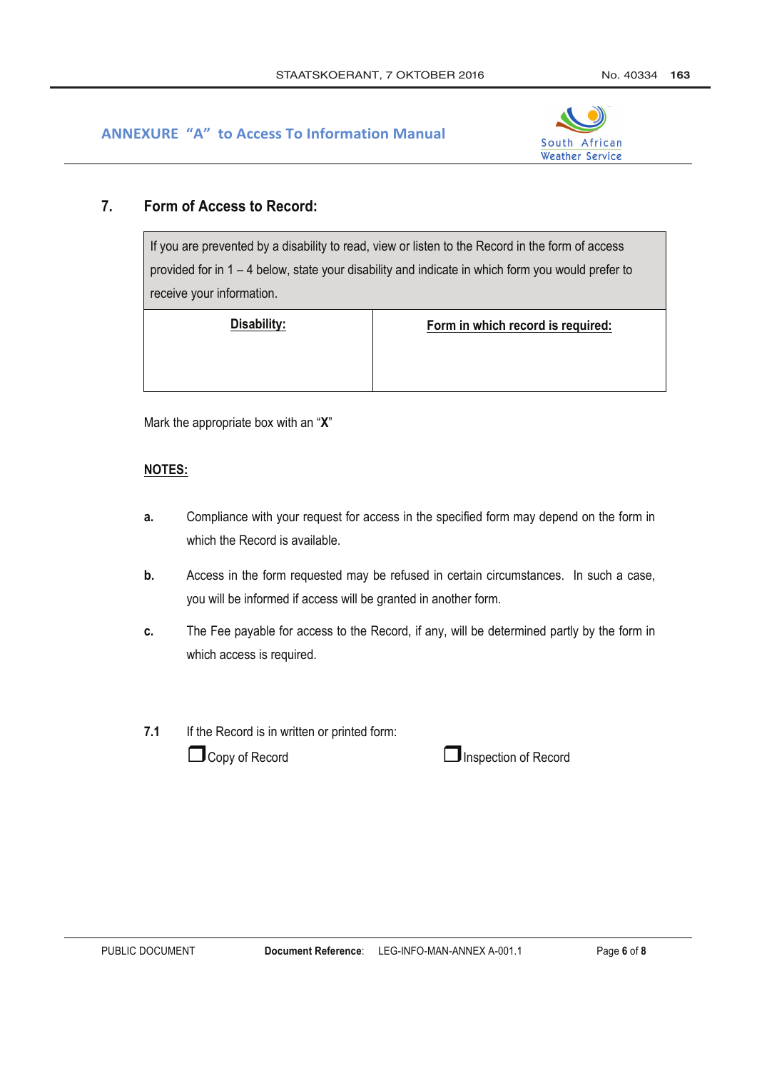ANNEXURE "A" to Access To Information Manual

## 7. Form of Access to Record:

| If you are prevented by a disability to read, view or listen to the Record in the form of access provided for in 1 – 4 below, state your disability and indicate in which form you would prefer to receive your information. | |
|---|---|
| **Disability:** | **Form in which record is required:** |
| | |

Mark the appropriate box with an "**X**"

**NOTES:**

**a.** Compliance with your request for access in the specified form may depend on the form in which the Record is available.

**b.** Access in the form requested may be refused in certain circumstances. In such a case, you will be informed if access will be granted in another form.

**c.** The Fee payable for access to the Record, if any, will be determined partly by the form in which access is required.

**7.1** If the Record is in written or printed form:

❐ Copy of Record　　　　❐ Inspection of Record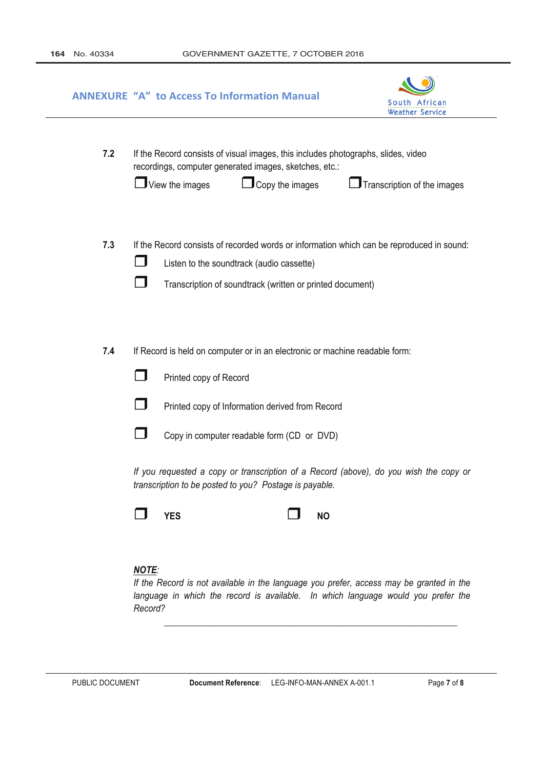## ANNEXURE "A" to Access To Information Manual

South African Weather Service

**7.2** If the Record consists of visual images, this includes photographs, slides, video recordings, computer generated images, sketches, etc.:

☐ View the images ☐ Copy the images ☐ Transcription of the images

**7.3** If the Record consists of recorded words or information which can be reproduced in sound:

☐ Listen to the soundtrack (audio cassette)

☐ Transcription of soundtrack (written or printed document)

**7.4** If Record is held on computer or in an electronic or machine readable form:

☐ Printed copy of Record

☐ Printed copy of Information derived from Record

☐ Copy in computer readable form (CD or DVD)

*If you requested a copy or transcription of a Record (above), do you wish the copy or transcription to be posted to you? Postage is payable.*

☐ **YES** ☐ **NO**

***NOTE:***
*If the Record is not available in the language you prefer, access may be granted in the language in which the record is available. In which language would you prefer the Record?*

\_\_\_\_\_\_\_\_\_\_\_\_\_\_\_\_\_\_\_\_\_\_\_\_\_\_\_\_\_\_\_\_\_\_\_\_\_\_\_\_\_\_\_\_\_\_\_\_\_\_\_\_\_\_\_\_\_\_

PUBLIC DOCUMENT **Document Reference**: LEG-INFO-MAN-ANNEX A-001.1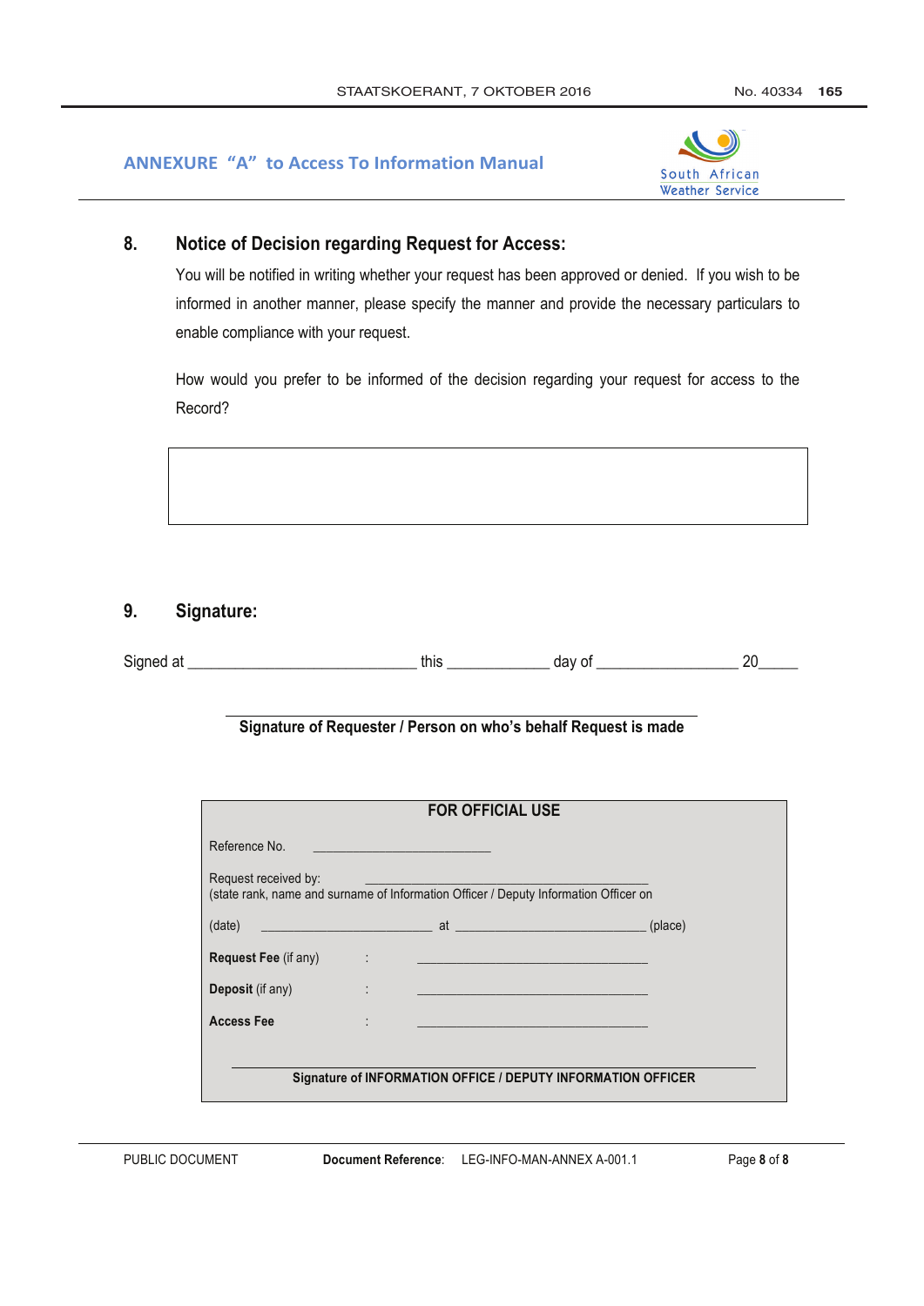**ANNEXURE "A" to Access To Information Manual**

South African Weather Service

## 8. Notice of Decision regarding Request for Access:

You will be notified in writing whether your request has been approved or denied. If you wish to be informed in another manner, please specify the manner and provide the necessary particulars to enable compliance with your request.

How would you prefer to be informed of the decision regarding your request for access to the Record?

| |
|---|
| |

## 9. Signature:

Signed at ______________________________ this ______________ day of ___________________ 20_____

______________________________________________

**Signature of Requester / Person on who's behalf Request is made**

| **FOR OFFICIAL USE** |
|---|
| Reference No. ___________________________ |
| Request received by: ____________________________________________<br>(state rank, name and surname of Information Officer / Deputy Information Officer on |
| (date) ___________________________ at ______________________________ (place) |
| **Request Fee** (if any) : ____________________________________ |
| **Deposit** (if any) : ____________________________________ |
| **Access Fee** : ____________________________________ |
| ______________________________________________<br>**Signature of INFORMATION OFFICE / DEPUTY INFORMATION OFFICER** |

PUBLIC DOCUMENT **Document Reference**: LEG-INFO-MAN-ANNEX A-001.1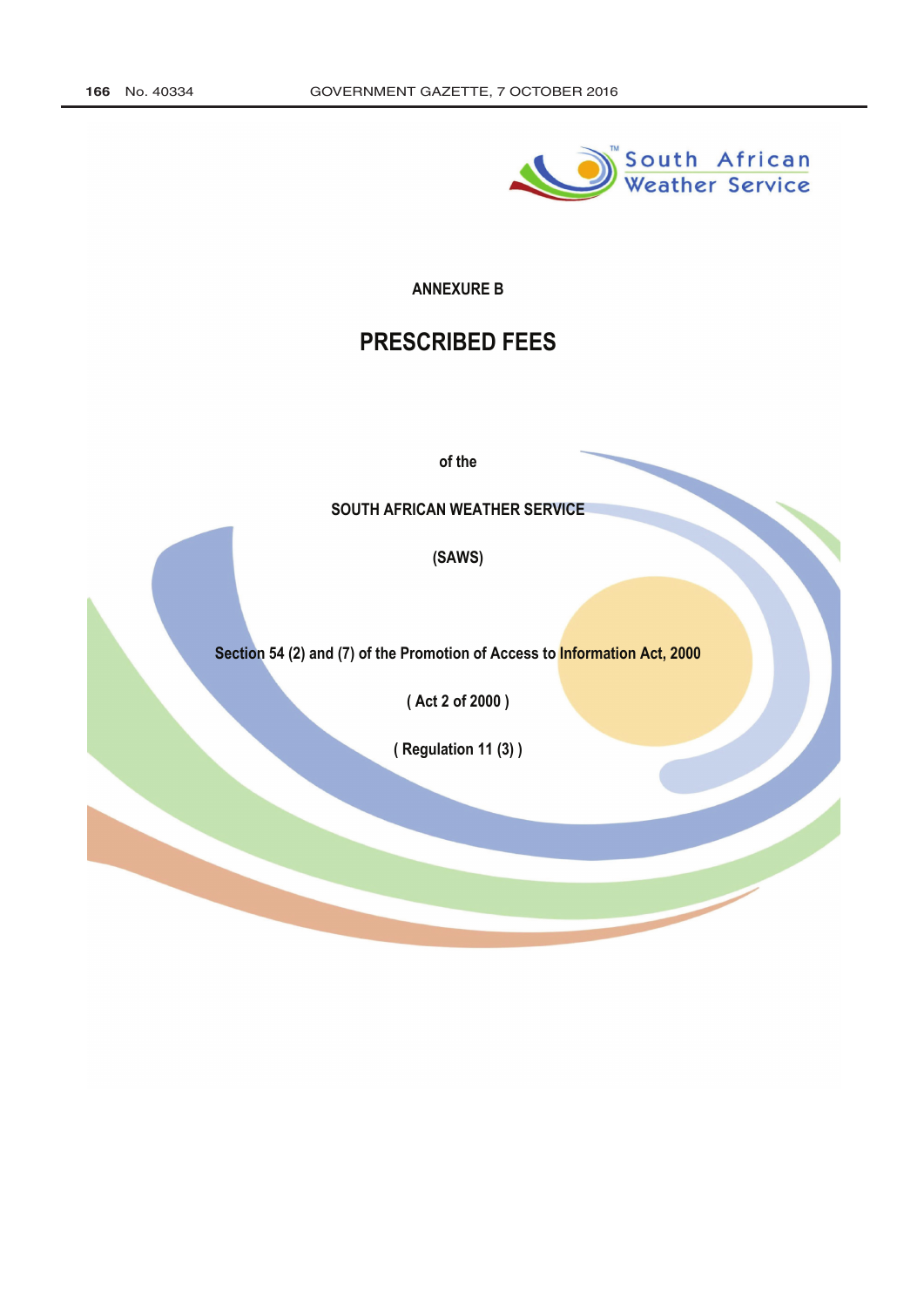South African Weather Service

## ANNEXURE B

# PRESCRIBED FEES

of the

SOUTH AFRICAN WEATHER SERVICE

(SAWS)

Section 54 (2) and (7) of the Promotion of Access to Information Act, 2000

( Act 2 of 2000 )

( Regulation 11 (3) )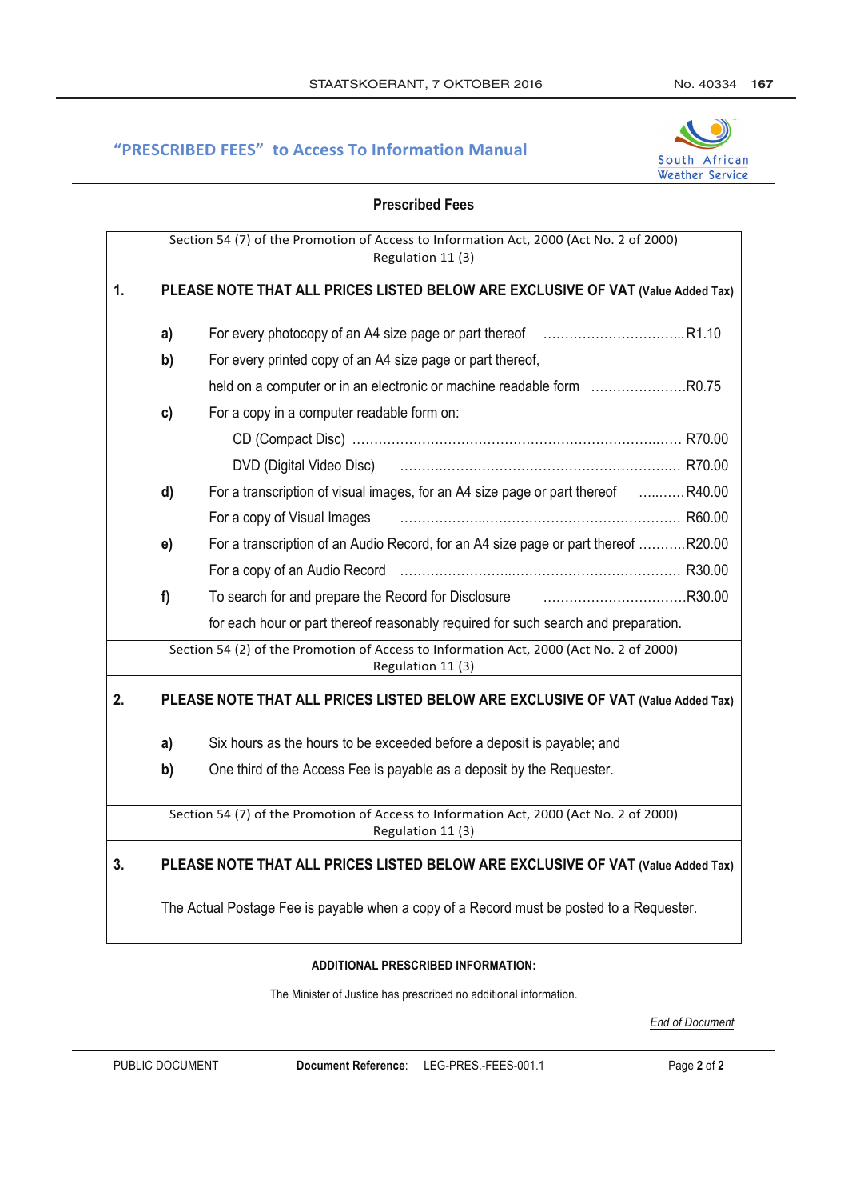## "PRESCRIBED FEES" to Access To Information Manual

South African Weather Service

### Prescribed Fees

Section 54 (7) of the Promotion of Access to Information Act, 2000 (Act No. 2 of 2000)
Regulation 11 (3)

**1. PLEASE NOTE THAT ALL PRICES LISTED BELOW ARE EXCLUSIVE OF VAT (Value Added Tax)**

**a)** For every photocopy of an A4 size page or part thereof ................................ R1.10

**b)** For every printed copy of an A4 size page or part thereof,
held on a computer or in an electronic or machine readable form ...................... R0.75

**c)** For a copy in a computer readable form on:
- CD (Compact Disc) .......................................................................... R70.00
- DVD (Digital Video Disc) .................................................................. R70.00

**d)** For a transcription of visual images, for an A4 size page or part thereof ........... R40.00
For a copy of Visual Images .......................................................... R60.00

**e)** For a transcription of an Audio Record, for an A4 size page or part thereof ........... R20.00
For a copy of an Audio Record ........................................................ R30.00

**f)** To search for and prepare the Record for Disclosure ................................ R30.00
for each hour or part thereof reasonably required for such search and preparation.

Section 54 (2) of the Promotion of Access to Information Act, 2000 (Act No. 2 of 2000)
Regulation 11 (3)

**2. PLEASE NOTE THAT ALL PRICES LISTED BELOW ARE EXCLUSIVE OF VAT (Value Added Tax)**

**a)** Six hours as the hours to be exceeded before a deposit is payable; and

**b)** One third of the Access Fee is payable as a deposit by the Requester.

Section 54 (7) of the Promotion of Access to Information Act, 2000 (Act No. 2 of 2000)
Regulation 11 (3)

**3. PLEASE NOTE THAT ALL PRICES LISTED BELOW ARE EXCLUSIVE OF VAT (Value Added Tax)**

The Actual Postage Fee is payable when a copy of a Record must be posted to a Requester.

**ADDITIONAL PRESCRIBED INFORMATION:**

The Minister of Justice has prescribed no additional information.

*End of Document*

PUBLIC DOCUMENT **Document Reference**: LEG-PRES.-FEES-001.1